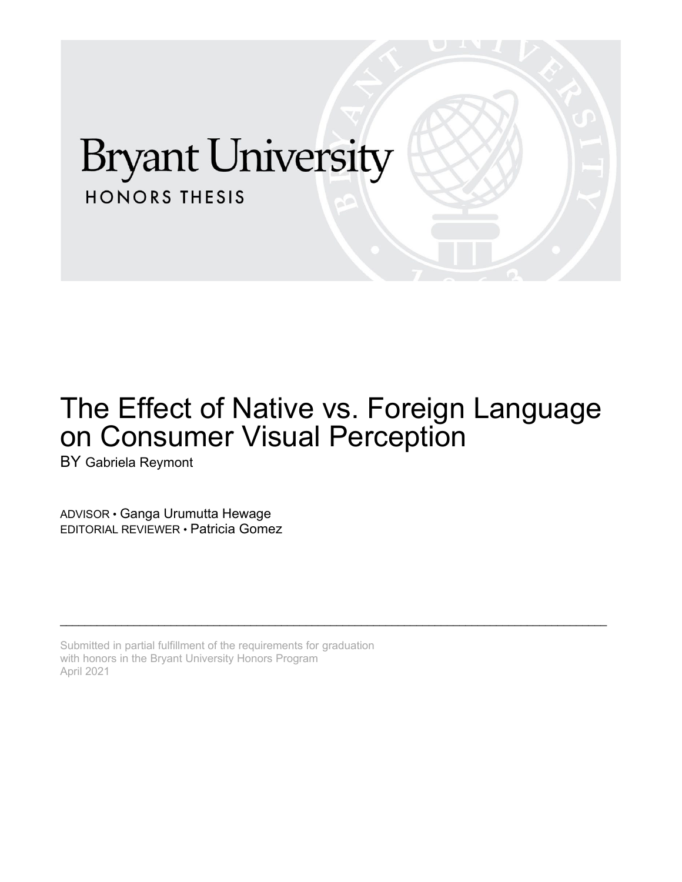Bryant University

HONORS THESIS

# The Effect of Native vs. Foreign Language on Consumer Visual Perception

BY Gabriela Reymont

ADVISOR • Ganga Urumutta Hewage
EDITORIAL REVIEWER • Patricia Gomez

---

Submitted in partial fulfillment of the requirements for graduation
with honors in the Bryant University Honors Program
April 2021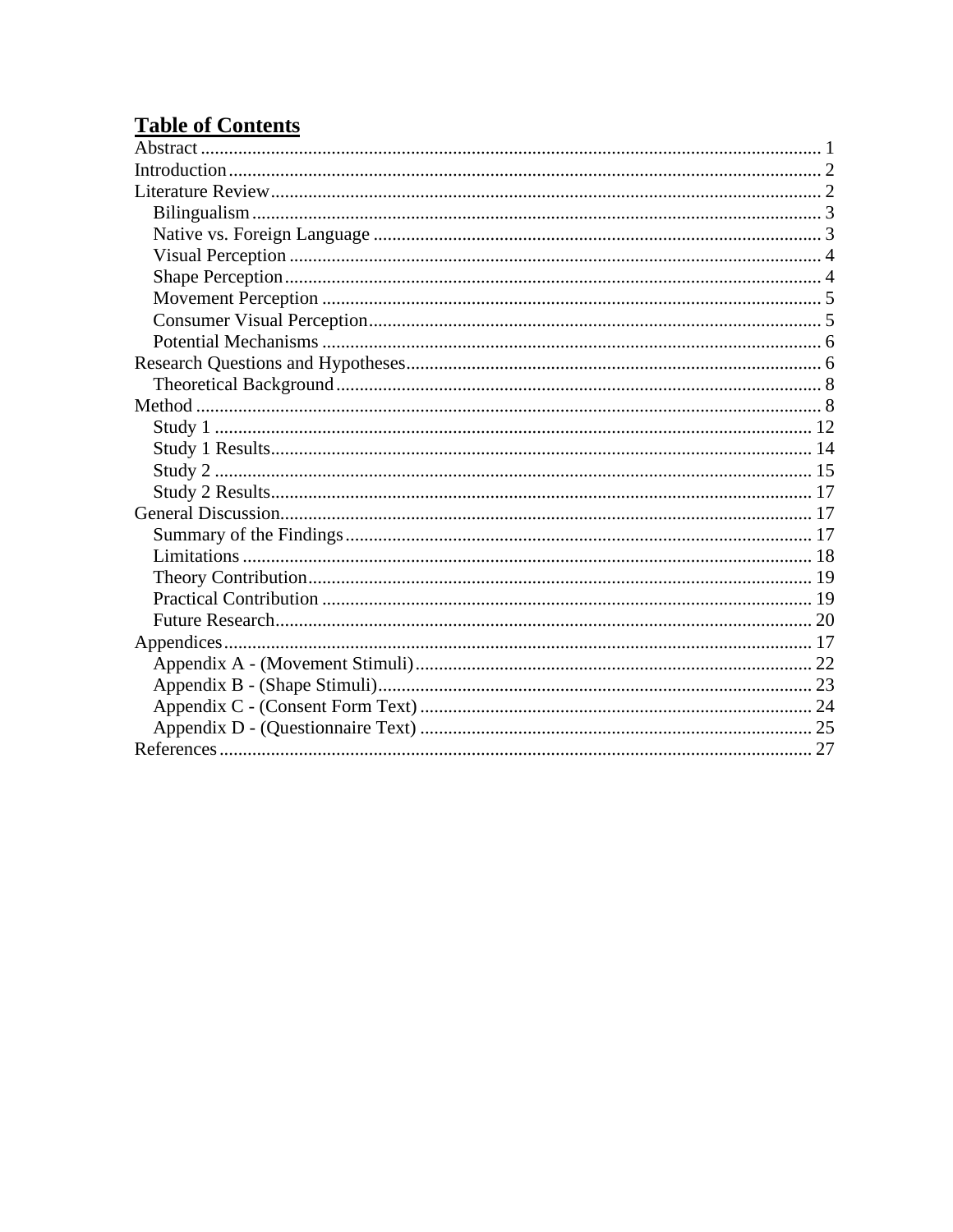# Table of Contents

- Abstract ........ 1
- Introduction ........ 2
- Literature Review ........ 2
  - Bilingualism ........ 3
  - Native vs. Foreign Language ........ 3
  - Visual Perception ........ 4
  - Shape Perception ........ 4
  - Movement Perception ........ 5
  - Consumer Visual Perception ........ 5
  - Potential Mechanisms ........ 6
- Research Questions and Hypotheses ........ 6
  - Theoretical Background ........ 8
- Method ........ 8
  - Study 1 ........ 12
  - Study 1 Results ........ 14
  - Study 2 ........ 15
  - Study 2 Results ........ 17
- General Discussion ........ 17
  - Summary of the Findings ........ 17
  - Limitations ........ 18
  - Theory Contribution ........ 19
  - Practical Contribution ........ 19
  - Future Research ........ 20
- Appendices ........ 17
  - Appendix A - (Movement Stimuli) ........ 22
  - Appendix B - (Shape Stimuli) ........ 23
  - Appendix C - (Consent Form Text) ........ 24
  - Appendix D - (Questionnaire Text) ........ 25
- References ........ 27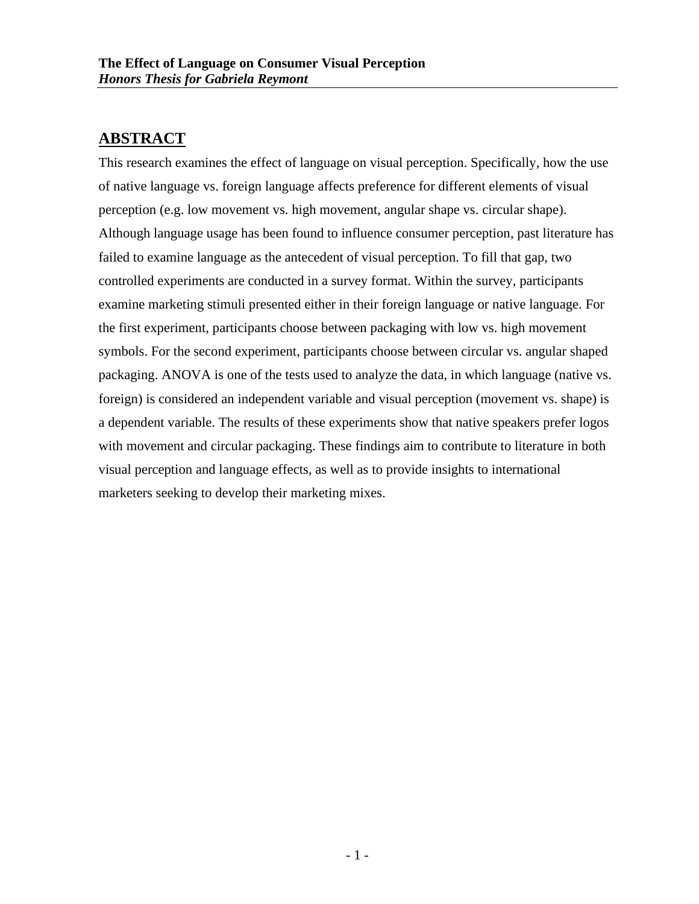## ABSTRACT

This research examines the effect of language on visual perception. Specifically, how the use of native language vs. foreign language affects preference for different elements of visual perception (e.g. low movement vs. high movement, angular shape vs. circular shape). Although language usage has been found to influence consumer perception, past literature has failed to examine language as the antecedent of visual perception. To fill that gap, two controlled experiments are conducted in a survey format. Within the survey, participants examine marketing stimuli presented either in their foreign language or native language. For the first experiment, participants choose between packaging with low vs. high movement symbols. For the second experiment, participants choose between circular vs. angular shaped packaging. ANOVA is one of the tests used to analyze the data, in which language (native vs. foreign) is considered an independent variable and visual perception (movement vs. shape) is a dependent variable. The results of these experiments show that native speakers prefer logos with movement and circular packaging. These findings aim to contribute to literature in both visual perception and language effects, as well as to provide insights to international marketers seeking to develop their marketing mixes.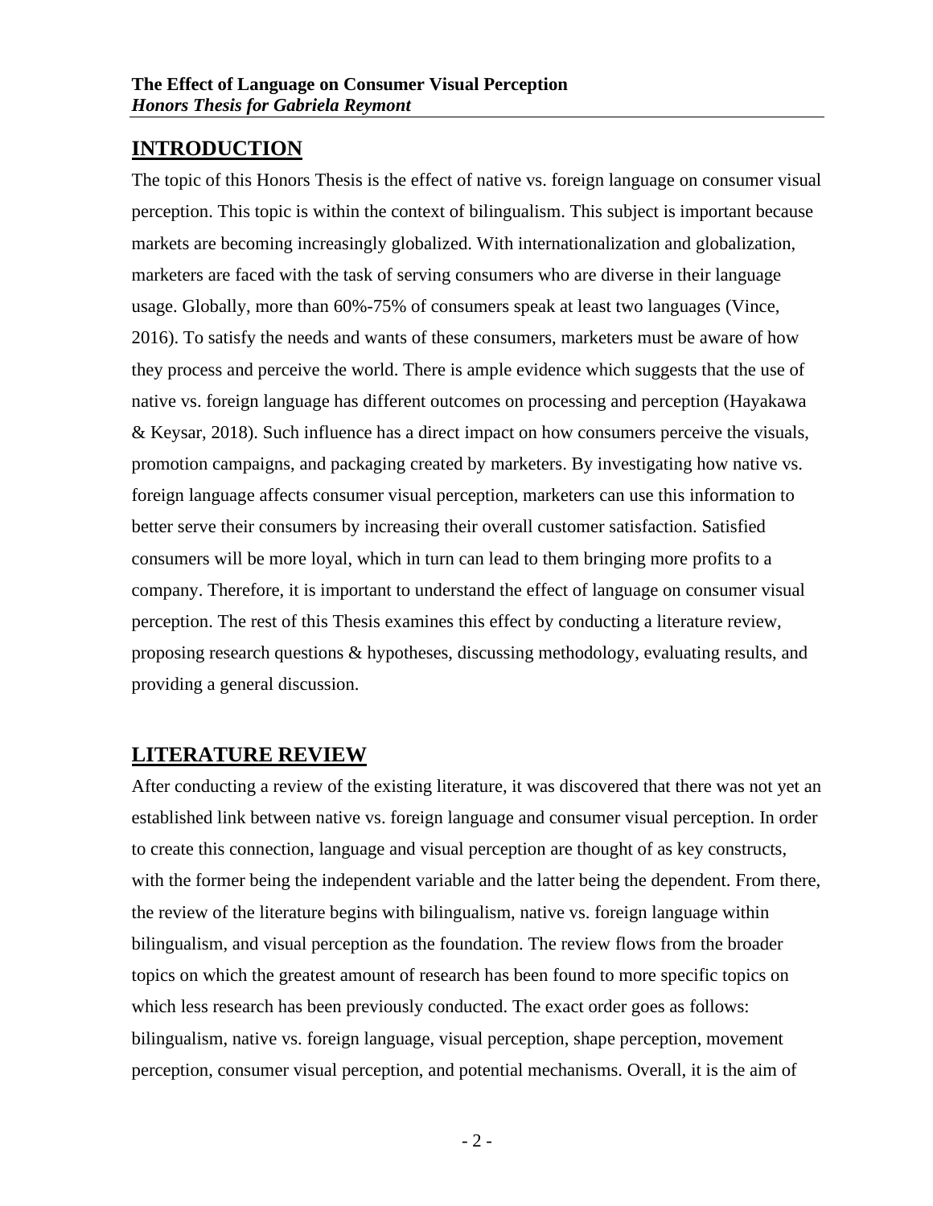## INTRODUCTION

The topic of this Honors Thesis is the effect of native vs. foreign language on consumer visual perception. This topic is within the context of bilingualism. This subject is important because markets are becoming increasingly globalized. With internationalization and globalization, marketers are faced with the task of serving consumers who are diverse in their language usage. Globally, more than 60%-75% of consumers speak at least two languages (Vince, 2016). To satisfy the needs and wants of these consumers, marketers must be aware of how they process and perceive the world. There is ample evidence which suggests that the use of native vs. foreign language has different outcomes on processing and perception (Hayakawa & Keysar, 2018). Such influence has a direct impact on how consumers perceive the visuals, promotion campaigns, and packaging created by marketers. By investigating how native vs. foreign language affects consumer visual perception, marketers can use this information to better serve their consumers by increasing their overall customer satisfaction. Satisfied consumers will be more loyal, which in turn can lead to them bringing more profits to a company. Therefore, it is important to understand the effect of language on consumer visual perception. The rest of this Thesis examines this effect by conducting a literature review, proposing research questions & hypotheses, discussing methodology, evaluating results, and providing a general discussion.

## LITERATURE REVIEW

After conducting a review of the existing literature, it was discovered that there was not yet an established link between native vs. foreign language and consumer visual perception. In order to create this connection, language and visual perception are thought of as key constructs, with the former being the independent variable and the latter being the dependent. From there, the review of the literature begins with bilingualism, native vs. foreign language within bilingualism, and visual perception as the foundation. The review flows from the broader topics on which the greatest amount of research has been found to more specific topics on which less research has been previously conducted. The exact order goes as follows: bilingualism, native vs. foreign language, visual perception, shape perception, movement perception, consumer visual perception, and potential mechanisms. Overall, it is the aim of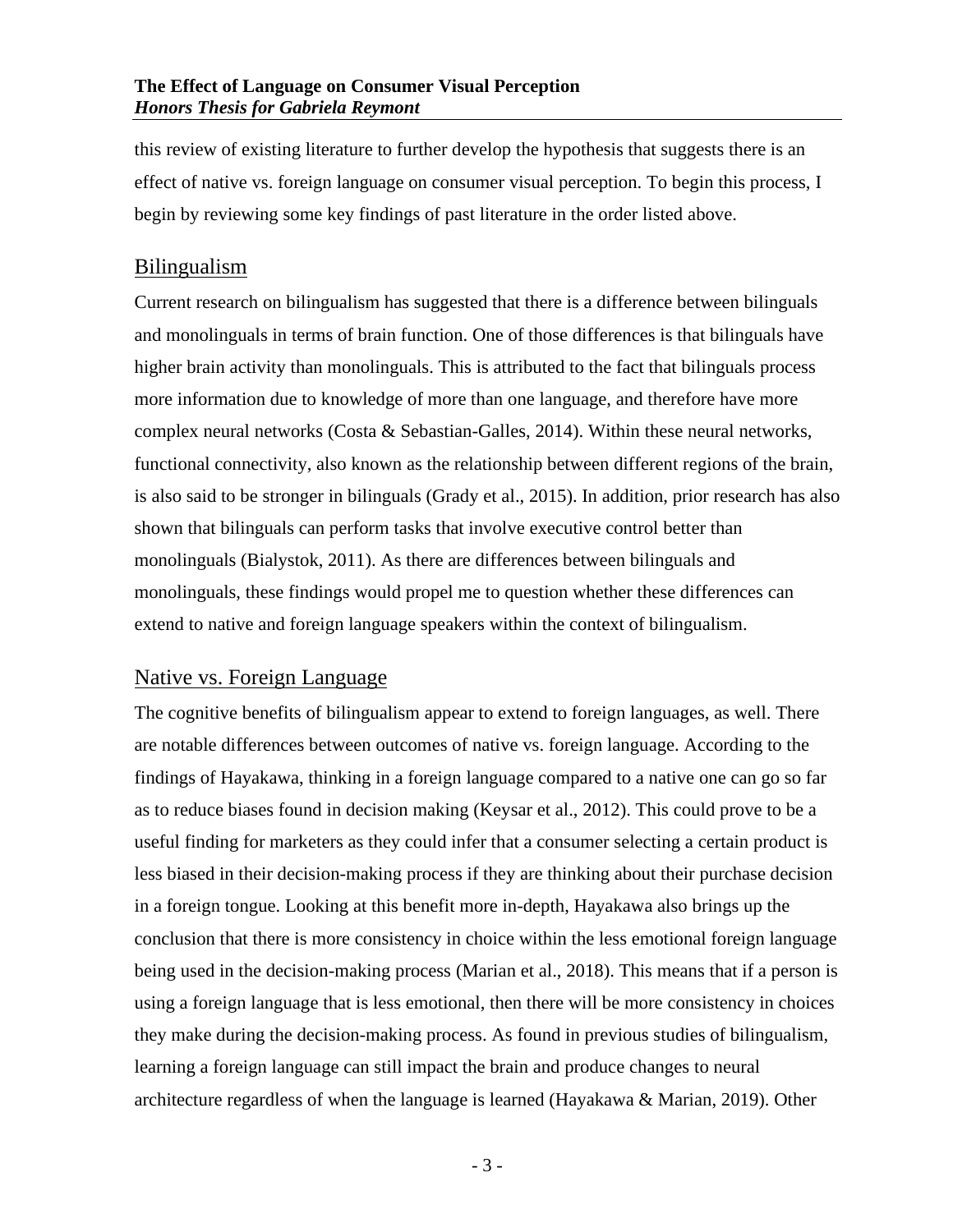this review of existing literature to further develop the hypothesis that suggests there is an effect of native vs. foreign language on consumer visual perception. To begin this process, I begin by reviewing some key findings of past literature in the order listed above.

## Bilingualism

Current research on bilingualism has suggested that there is a difference between bilinguals and monolinguals in terms of brain function. One of those differences is that bilinguals have higher brain activity than monolinguals. This is attributed to the fact that bilinguals process more information due to knowledge of more than one language, and therefore have more complex neural networks (Costa & Sebastian-Galles, 2014). Within these neural networks, functional connectivity, also known as the relationship between different regions of the brain, is also said to be stronger in bilinguals (Grady et al., 2015). In addition, prior research has also shown that bilinguals can perform tasks that involve executive control better than monolinguals (Bialystok, 2011). As there are differences between bilinguals and monolinguals, these findings would propel me to question whether these differences can extend to native and foreign language speakers within the context of bilingualism.

## Native vs. Foreign Language

The cognitive benefits of bilingualism appear to extend to foreign languages, as well. There are notable differences between outcomes of native vs. foreign language. According to the findings of Hayakawa, thinking in a foreign language compared to a native one can go so far as to reduce biases found in decision making (Keysar et al., 2012). This could prove to be a useful finding for marketers as they could infer that a consumer selecting a certain product is less biased in their decision-making process if they are thinking about their purchase decision in a foreign tongue. Looking at this benefit more in-depth, Hayakawa also brings up the conclusion that there is more consistency in choice within the less emotional foreign language being used in the decision-making process (Marian et al., 2018). This means that if a person is using a foreign language that is less emotional, then there will be more consistency in choices they make during the decision-making process. As found in previous studies of bilingualism, learning a foreign language can still impact the brain and produce changes to neural architecture regardless of when the language is learned (Hayakawa & Marian, 2019). Other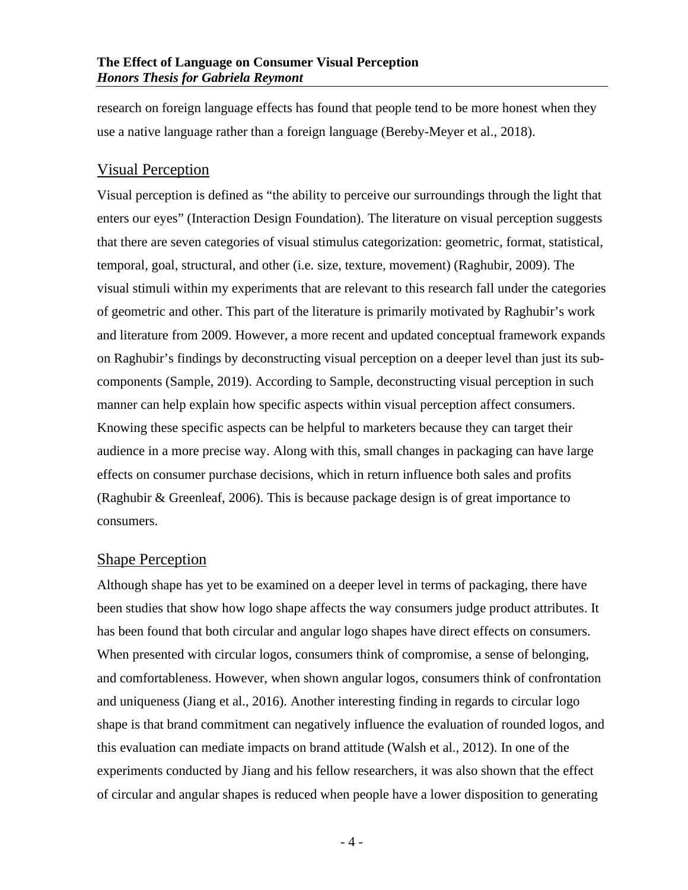research on foreign language effects has found that people tend to be more honest when they use a native language rather than a foreign language (Bereby-Meyer et al., 2018).

## Visual Perception

Visual perception is defined as "the ability to perceive our surroundings through the light that enters our eyes" (Interaction Design Foundation). The literature on visual perception suggests that there are seven categories of visual stimulus categorization: geometric, format, statistical, temporal, goal, structural, and other (i.e. size, texture, movement) (Raghubir, 2009). The visual stimuli within my experiments that are relevant to this research fall under the categories of geometric and other. This part of the literature is primarily motivated by Raghubir's work and literature from 2009. However, a more recent and updated conceptual framework expands on Raghubir's findings by deconstructing visual perception on a deeper level than just its sub-components (Sample, 2019). According to Sample, deconstructing visual perception in such manner can help explain how specific aspects within visual perception affect consumers. Knowing these specific aspects can be helpful to marketers because they can target their audience in a more precise way. Along with this, small changes in packaging can have large effects on consumer purchase decisions, which in return influence both sales and profits (Raghubir & Greenleaf, 2006). This is because package design is of great importance to consumers.

## Shape Perception

Although shape has yet to be examined on a deeper level in terms of packaging, there have been studies that show how logo shape affects the way consumers judge product attributes. It has been found that both circular and angular logo shapes have direct effects on consumers. When presented with circular logos, consumers think of compromise, a sense of belonging, and comfortableness. However, when shown angular logos, consumers think of confrontation and uniqueness (Jiang et al., 2016). Another interesting finding in regards to circular logo shape is that brand commitment can negatively influence the evaluation of rounded logos, and this evaluation can mediate impacts on brand attitude (Walsh et al., 2012). In one of the experiments conducted by Jiang and his fellow researchers, it was also shown that the effect of circular and angular shapes is reduced when people have a lower disposition to generating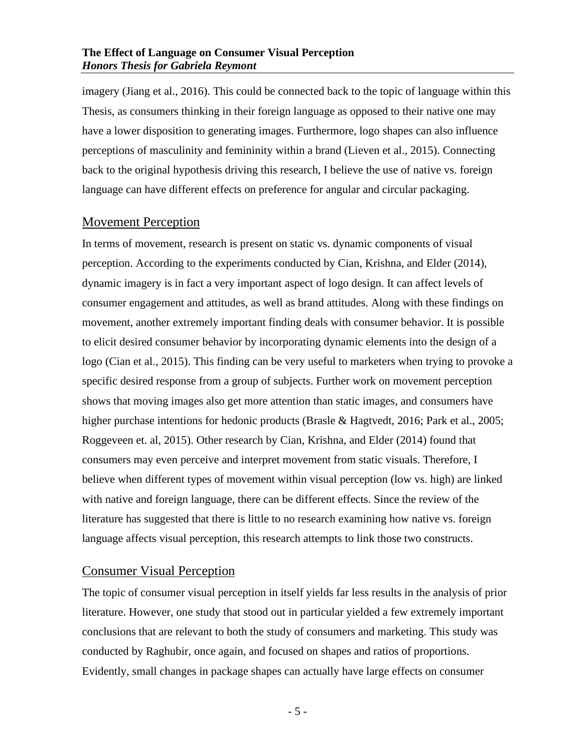imagery (Jiang et al., 2016). This could be connected back to the topic of language within this Thesis, as consumers thinking in their foreign language as opposed to their native one may have a lower disposition to generating images. Furthermore, logo shapes can also influence perceptions of masculinity and femininity within a brand (Lieven et al., 2015). Connecting back to the original hypothesis driving this research, I believe the use of native vs. foreign language can have different effects on preference for angular and circular packaging.

## Movement Perception

In terms of movement, research is present on static vs. dynamic components of visual perception. According to the experiments conducted by Cian, Krishna, and Elder (2014), dynamic imagery is in fact a very important aspect of logo design. It can affect levels of consumer engagement and attitudes, as well as brand attitudes. Along with these findings on movement, another extremely important finding deals with consumer behavior. It is possible to elicit desired consumer behavior by incorporating dynamic elements into the design of a logo (Cian et al., 2015). This finding can be very useful to marketers when trying to provoke a specific desired response from a group of subjects. Further work on movement perception shows that moving images also get more attention than static images, and consumers have higher purchase intentions for hedonic products (Brasle & Hagtvedt, 2016; Park et al., 2005; Roggeveen et. al, 2015). Other research by Cian, Krishna, and Elder (2014) found that consumers may even perceive and interpret movement from static visuals. Therefore, I believe when different types of movement within visual perception (low vs. high) are linked with native and foreign language, there can be different effects. Since the review of the literature has suggested that there is little to no research examining how native vs. foreign language affects visual perception, this research attempts to link those two constructs.

## Consumer Visual Perception

The topic of consumer visual perception in itself yields far less results in the analysis of prior literature. However, one study that stood out in particular yielded a few extremely important conclusions that are relevant to both the study of consumers and marketing. This study was conducted by Raghubir, once again, and focused on shapes and ratios of proportions. Evidently, small changes in package shapes can actually have large effects on consumer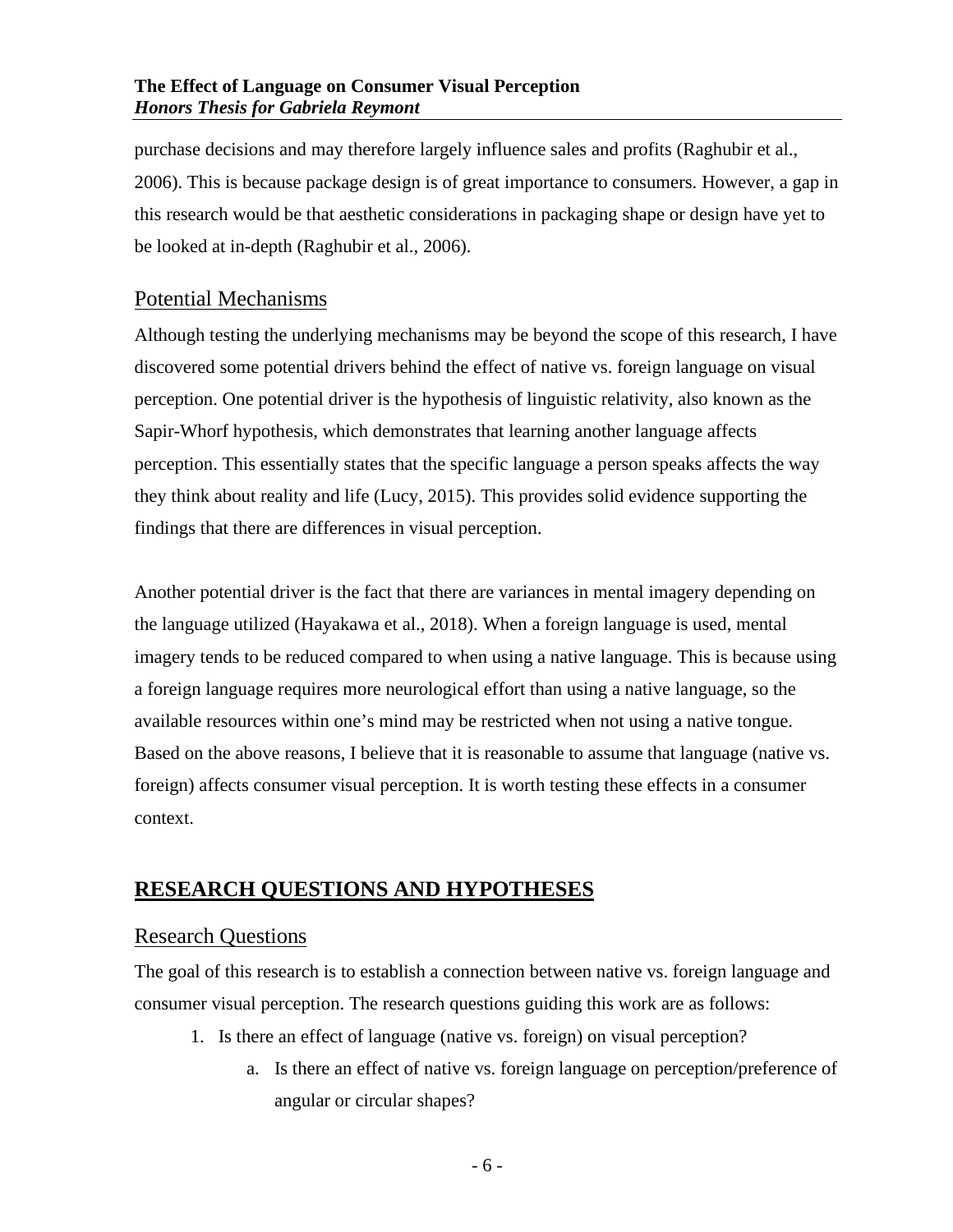purchase decisions and may therefore largely influence sales and profits (Raghubir et al., 2006). This is because package design is of great importance to consumers. However, a gap in this research would be that aesthetic considerations in packaging shape or design have yet to be looked at in-depth (Raghubir et al., 2006).

### Potential Mechanisms

Although testing the underlying mechanisms may be beyond the scope of this research, I have discovered some potential drivers behind the effect of native vs. foreign language on visual perception. One potential driver is the hypothesis of linguistic relativity, also known as the Sapir-Whorf hypothesis, which demonstrates that learning another language affects perception. This essentially states that the specific language a person speaks affects the way they think about reality and life (Lucy, 2015). This provides solid evidence supporting the findings that there are differences in visual perception.

Another potential driver is the fact that there are variances in mental imagery depending on the language utilized (Hayakawa et al., 2018). When a foreign language is used, mental imagery tends to be reduced compared to when using a native language. This is because using a foreign language requires more neurological effort than using a native language, so the available resources within one's mind may be restricted when not using a native tongue. Based on the above reasons, I believe that it is reasonable to assume that language (native vs. foreign) affects consumer visual perception. It is worth testing these effects in a consumer context.

## RESEARCH QUESTIONS AND HYPOTHESES

### Research Questions

The goal of this research is to establish a connection between native vs. foreign language and consumer visual perception. The research questions guiding this work are as follows:

1. Is there an effect of language (native vs. foreign) on visual perception?
    a. Is there an effect of native vs. foreign language on perception/preference of angular or circular shapes?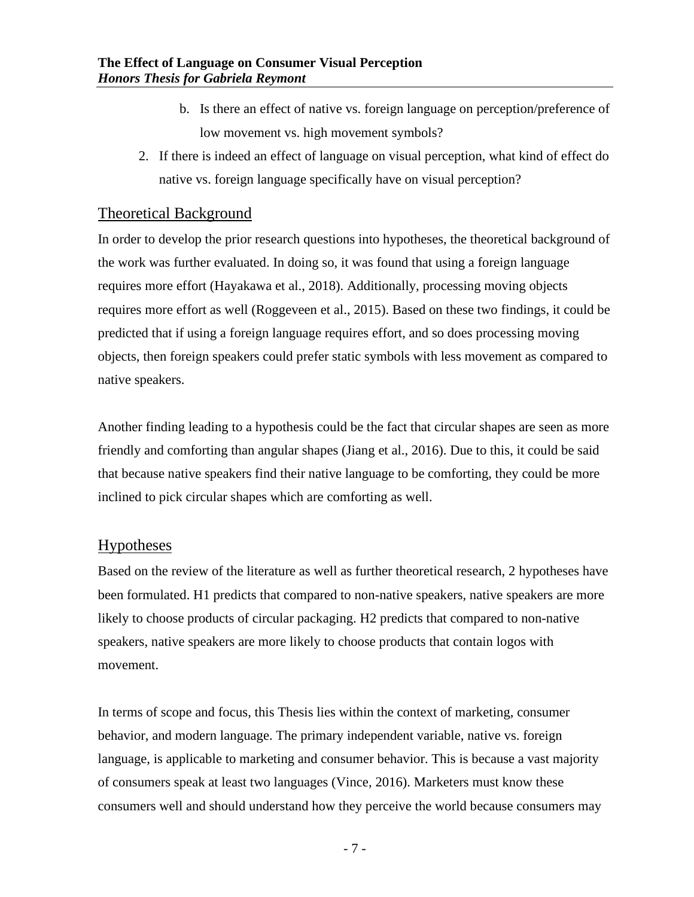b. Is there an effect of native vs. foreign language on perception/preference of low movement vs. high movement symbols?

2. If there is indeed an effect of language on visual perception, what kind of effect do native vs. foreign language specifically have on visual perception?

## Theoretical Background

In order to develop the prior research questions into hypotheses, the theoretical background of the work was further evaluated. In doing so, it was found that using a foreign language requires more effort (Hayakawa et al., 2018). Additionally, processing moving objects requires more effort as well (Roggeveen et al., 2015). Based on these two findings, it could be predicted that if using a foreign language requires effort, and so does processing moving objects, then foreign speakers could prefer static symbols with less movement as compared to native speakers.

Another finding leading to a hypothesis could be the fact that circular shapes are seen as more friendly and comforting than angular shapes (Jiang et al., 2016). Due to this, it could be said that because native speakers find their native language to be comforting, they could be more inclined to pick circular shapes which are comforting as well.

## Hypotheses

Based on the review of the literature as well as further theoretical research, 2 hypotheses have been formulated. H1 predicts that compared to non-native speakers, native speakers are more likely to choose products of circular packaging. H2 predicts that compared to non-native speakers, native speakers are more likely to choose products that contain logos with movement.

In terms of scope and focus, this Thesis lies within the context of marketing, consumer behavior, and modern language. The primary independent variable, native vs. foreign language, is applicable to marketing and consumer behavior. This is because a vast majority of consumers speak at least two languages (Vince, 2016). Marketers must know these consumers well and should understand how they perceive the world because consumers may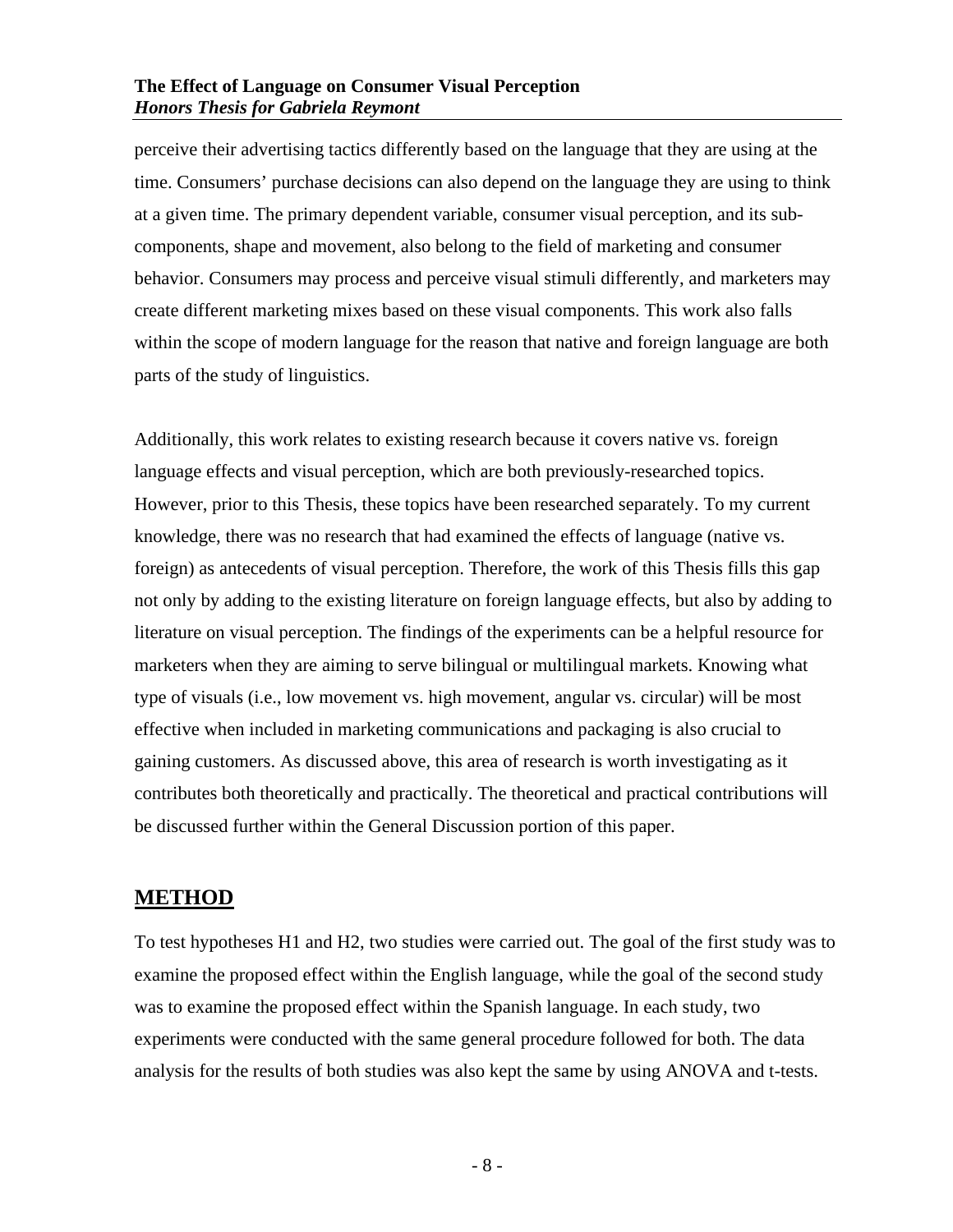perceive their advertising tactics differently based on the language that they are using at the time. Consumers' purchase decisions can also depend on the language they are using to think at a given time. The primary dependent variable, consumer visual perception, and its sub-components, shape and movement, also belong to the field of marketing and consumer behavior. Consumers may process and perceive visual stimuli differently, and marketers may create different marketing mixes based on these visual components. This work also falls within the scope of modern language for the reason that native and foreign language are both parts of the study of linguistics.

Additionally, this work relates to existing research because it covers native vs. foreign language effects and visual perception, which are both previously-researched topics. However, prior to this Thesis, these topics have been researched separately. To my current knowledge, there was no research that had examined the effects of language (native vs. foreign) as antecedents of visual perception. Therefore, the work of this Thesis fills this gap not only by adding to the existing literature on foreign language effects, but also by adding to literature on visual perception. The findings of the experiments can be a helpful resource for marketers when they are aiming to serve bilingual or multilingual markets. Knowing what type of visuals (i.e., low movement vs. high movement, angular vs. circular) will be most effective when included in marketing communications and packaging is also crucial to gaining customers. As discussed above, this area of research is worth investigating as it contributes both theoretically and practically. The theoretical and practical contributions will be discussed further within the General Discussion portion of this paper.

## METHOD

To test hypotheses H1 and H2, two studies were carried out. The goal of the first study was to examine the proposed effect within the English language, while the goal of the second study was to examine the proposed effect within the Spanish language. In each study, two experiments were conducted with the same general procedure followed for both. The data analysis for the results of both studies was also kept the same by using ANOVA and t-tests.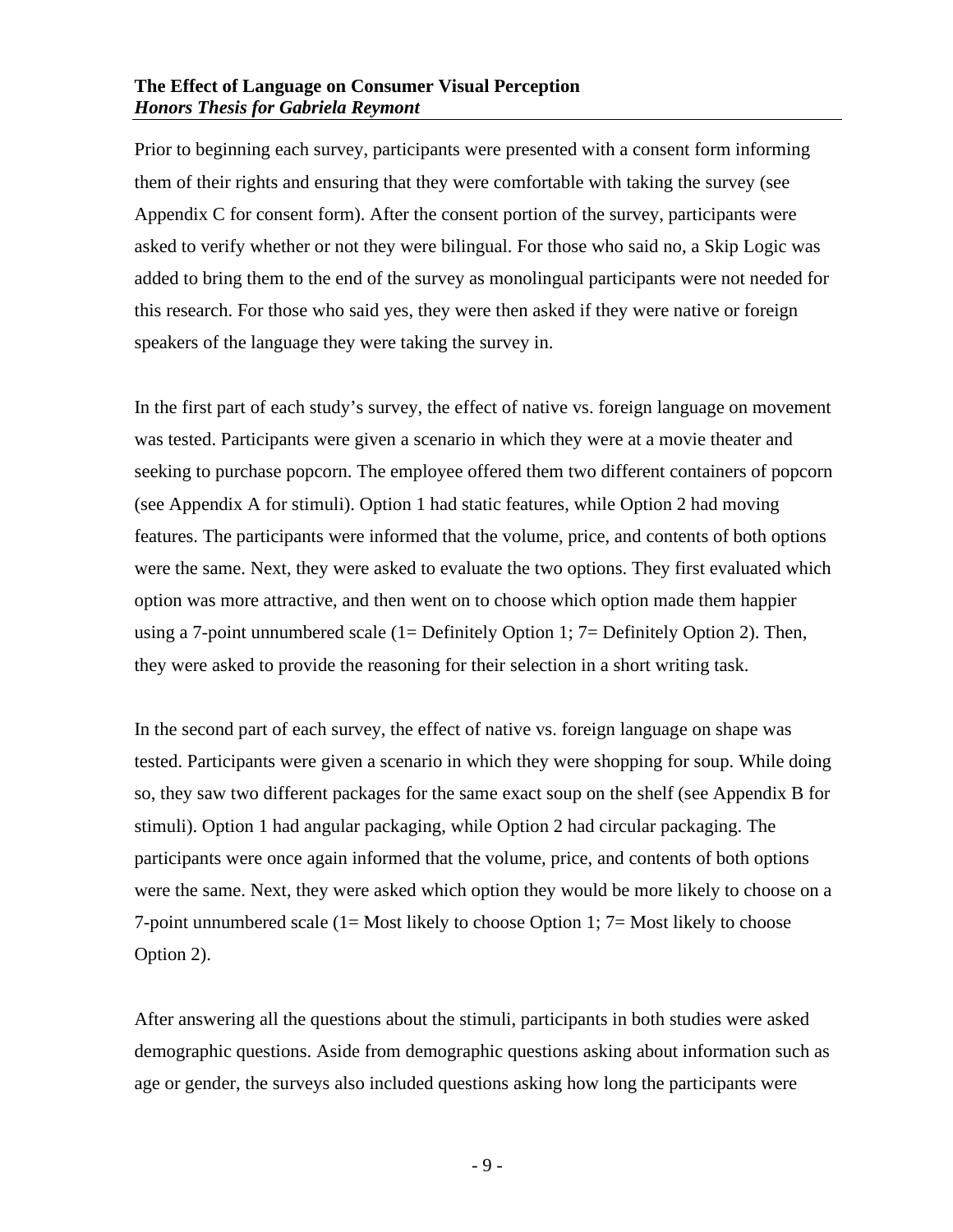Prior to beginning each survey, participants were presented with a consent form informing them of their rights and ensuring that they were comfortable with taking the survey (see Appendix C for consent form). After the consent portion of the survey, participants were asked to verify whether or not they were bilingual. For those who said no, a Skip Logic was added to bring them to the end of the survey as monolingual participants were not needed for this research. For those who said yes, they were then asked if they were native or foreign speakers of the language they were taking the survey in.

In the first part of each study's survey, the effect of native vs. foreign language on movement was tested. Participants were given a scenario in which they were at a movie theater and seeking to purchase popcorn. The employee offered them two different containers of popcorn (see Appendix A for stimuli). Option 1 had static features, while Option 2 had moving features. The participants were informed that the volume, price, and contents of both options were the same. Next, they were asked to evaluate the two options. They first evaluated which option was more attractive, and then went on to choose which option made them happier using a 7-point unnumbered scale (1= Definitely Option 1; 7= Definitely Option 2). Then, they were asked to provide the reasoning for their selection in a short writing task.

In the second part of each survey, the effect of native vs. foreign language on shape was tested. Participants were given a scenario in which they were shopping for soup. While doing so, they saw two different packages for the same exact soup on the shelf (see Appendix B for stimuli). Option 1 had angular packaging, while Option 2 had circular packaging. The participants were once again informed that the volume, price, and contents of both options were the same. Next, they were asked which option they would be more likely to choose on a 7-point unnumbered scale (1= Most likely to choose Option 1; 7= Most likely to choose Option 2).

After answering all the questions about the stimuli, participants in both studies were asked demographic questions. Aside from demographic questions asking about information such as age or gender, the surveys also included questions asking how long the participants were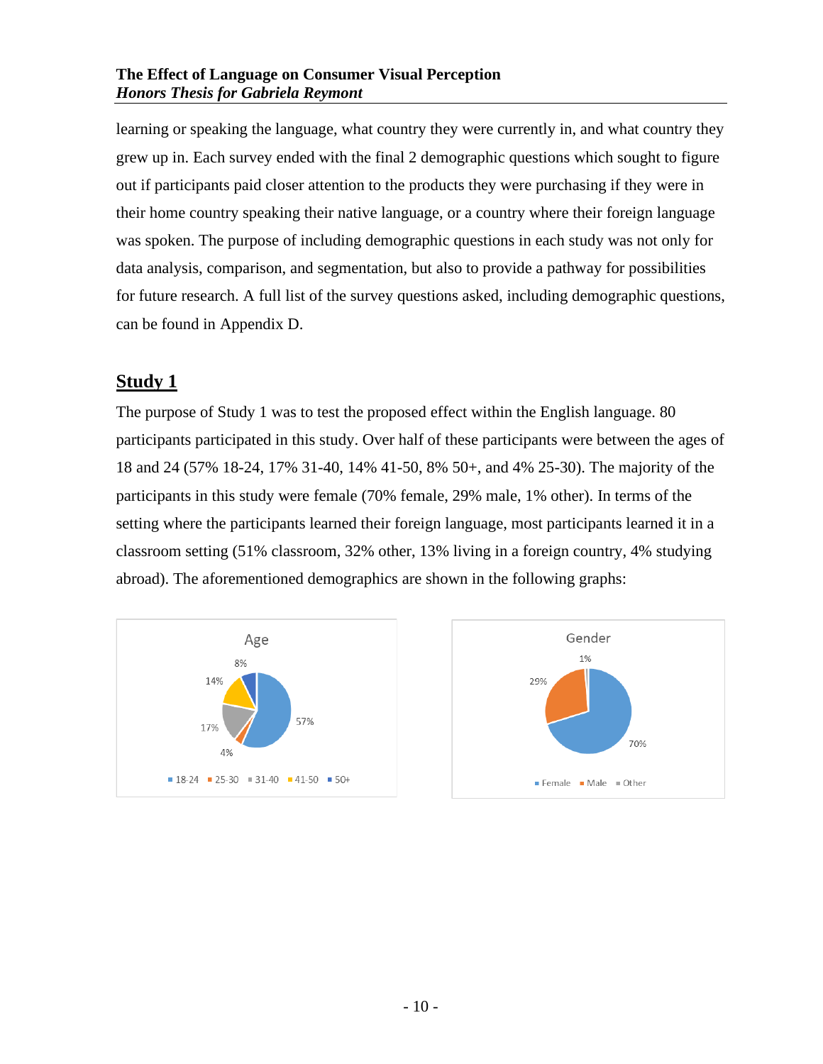learning or speaking the language, what country they were currently in, and what country they grew up in. Each survey ended with the final 2 demographic questions which sought to figure out if participants paid closer attention to the products they were purchasing if they were in their home country speaking their native language, or a country where their foreign language was spoken. The purpose of including demographic questions in each study was not only for data analysis, comparison, and segmentation, but also to provide a pathway for possibilities for future research. A full list of the survey questions asked, including demographic questions, can be found in Appendix D.

## Study 1

The purpose of Study 1 was to test the proposed effect within the English language. 80 participants participated in this study. Over half of these participants were between the ages of 18 and 24 (57% 18-24, 17% 31-40, 14% 41-50, 8% 50+, and 4% 25-30). The majority of the participants in this study were female (70% female, 29% male, 1% other). In terms of the setting where the participants learned their foreign language, most participants learned it in a classroom setting (51% classroom, 32% other, 13% living in a foreign country, 4% studying abroad). The aforementioned demographics are shown in the following graphs:

Age

| Age | Percentage |
|---|---|
| 18-24 | 57% |
| 25-30 | 4% |
| 31-40 | 17% |
| 41-50 | 14% |
| 50+ | 8% |

Gender

| Gender | Percentage |
|---|---|
| Female | 70% |
| Male | 29% |
| Other | 1% |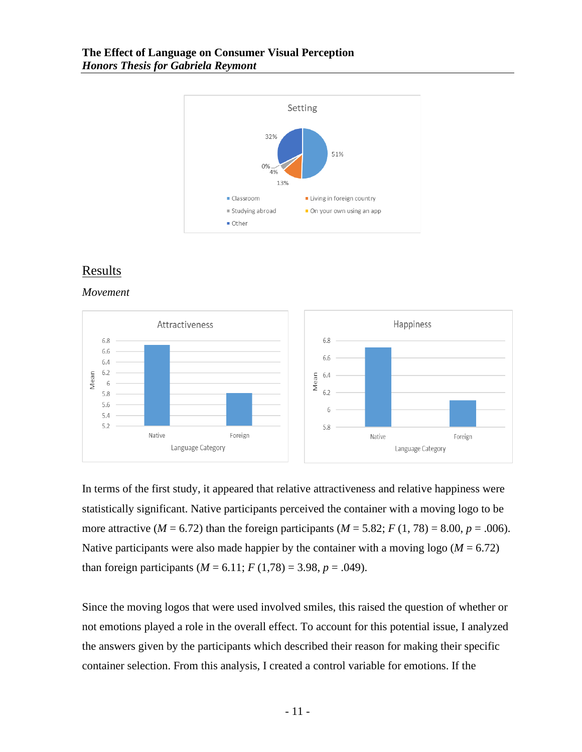## Results

*Movement*

In terms of the first study, it appeared that relative attractiveness and relative happiness were statistically significant. Native participants perceived the container with a moving logo to be more attractive ($M = 6.72$) than the foreign participants ($M = 5.82$; $F(1, 78) = 8.00$, $p = .006$). Native participants were also made happier by the container with a moving logo ($M = 6.72$) than foreign participants ($M = 6.11$; $F(1,78) = 3.98$, $p = .049$).

Since the moving logos that were used involved smiles, this raised the question of whether or not emotions played a role in the overall effect. To account for this potential issue, I analyzed the answers given by the participants which described their reason for making their specific container selection. From this analysis, I created a control variable for emotions. If the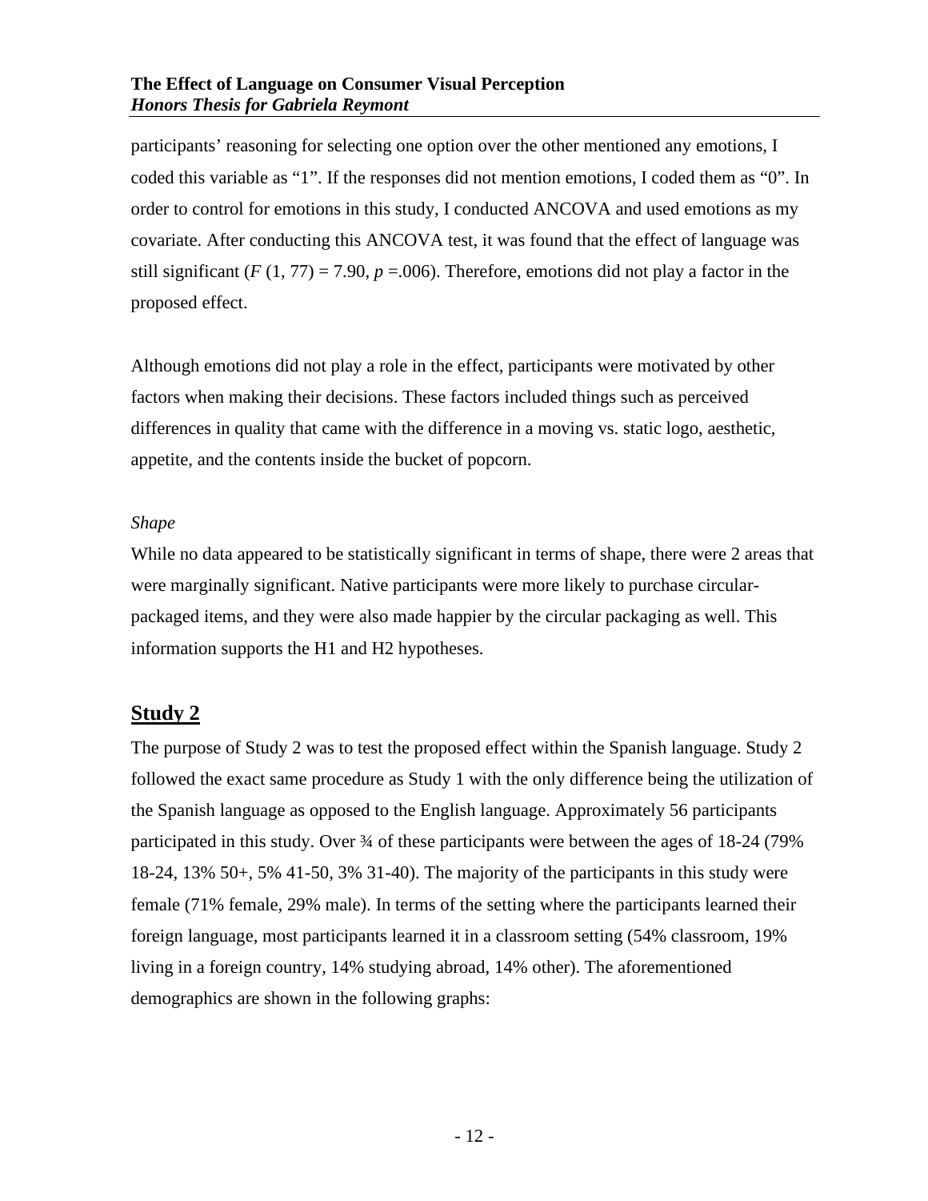participants' reasoning for selecting one option over the other mentioned any emotions, I coded this variable as "1". If the responses did not mention emotions, I coded them as "0". In order to control for emotions in this study, I conducted ANCOVA and used emotions as my covariate. After conducting this ANCOVA test, it was found that the effect of language was still significant ($F$ (1, 77) = 7.90, $p$ =.006). Therefore, emotions did not play a factor in the proposed effect.

Although emotions did not play a role in the effect, participants were motivated by other factors when making their decisions. These factors included things such as perceived differences in quality that came with the difference in a moving vs. static logo, aesthetic, appetite, and the contents inside the bucket of popcorn.

*Shape*

While no data appeared to be statistically significant in terms of shape, there were 2 areas that were marginally significant. Native participants were more likely to purchase circular-packaged items, and they were also made happier by the circular packaging as well. This information supports the H1 and H2 hypotheses.

## Study 2

The purpose of Study 2 was to test the proposed effect within the Spanish language. Study 2 followed the exact same procedure as Study 1 with the only difference being the utilization of the Spanish language as opposed to the English language. Approximately 56 participants participated in this study. Over ¾ of these participants were between the ages of 18-24 (79% 18-24, 13% 50+, 5% 41-50, 3% 31-40). The majority of the participants in this study were female (71% female, 29% male). In terms of the setting where the participants learned their foreign language, most participants learned it in a classroom setting (54% classroom, 19% living in a foreign country, 14% studying abroad, 14% other). The aforementioned demographics are shown in the following graphs: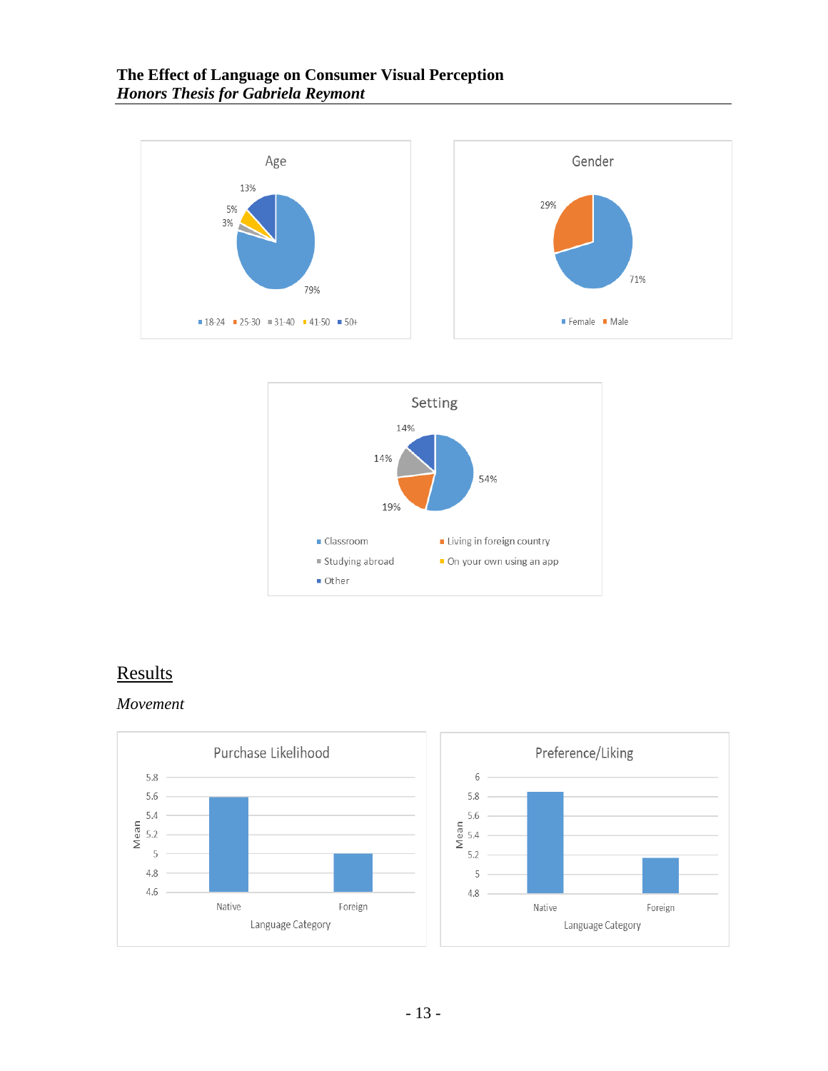## Results

*Movement*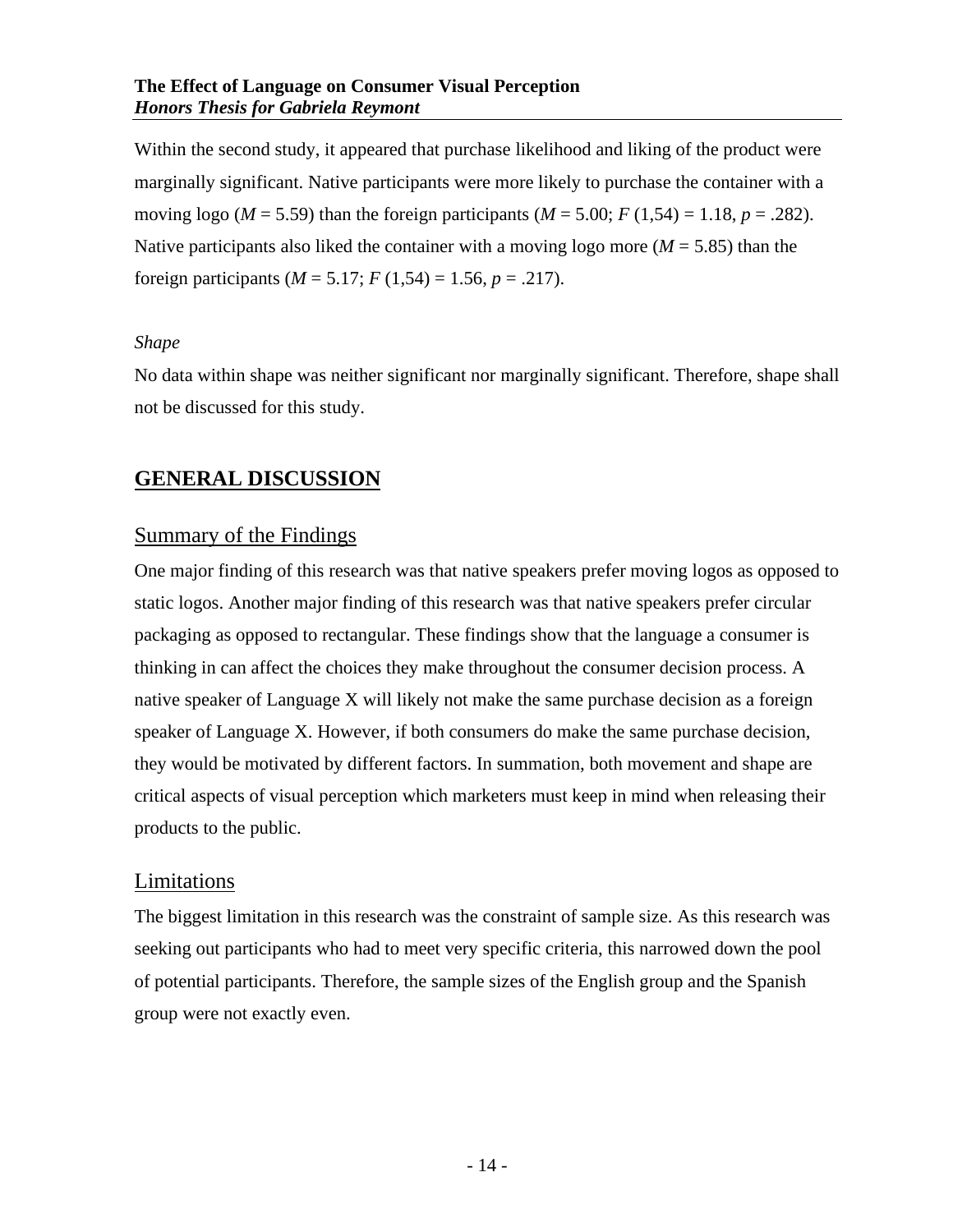Within the second study, it appeared that purchase likelihood and liking of the product were marginally significant. Native participants were more likely to purchase the container with a moving logo ($M$ = 5.59) than the foreign participants ($M$ = 5.00; $F$ (1,54) = 1.18, $p$ = .282). Native participants also liked the container with a moving logo more ($M$ = 5.85) than the foreign participants ($M$ = 5.17; $F$ (1,54) = 1.56, $p$ = .217).

### *Shape*

No data within shape was neither significant nor marginally significant. Therefore, shape shall not be discussed for this study.

# GENERAL DISCUSSION

## Summary of the Findings

One major finding of this research was that native speakers prefer moving logos as opposed to static logos. Another major finding of this research was that native speakers prefer circular packaging as opposed to rectangular. These findings show that the language a consumer is thinking in can affect the choices they make throughout the consumer decision process. A native speaker of Language X will likely not make the same purchase decision as a foreign speaker of Language X. However, if both consumers do make the same purchase decision, they would be motivated by different factors. In summation, both movement and shape are critical aspects of visual perception which marketers must keep in mind when releasing their products to the public.

## Limitations

The biggest limitation in this research was the constraint of sample size. As this research was seeking out participants who had to meet very specific criteria, this narrowed down the pool of potential participants. Therefore, the sample sizes of the English group and the Spanish group were not exactly even.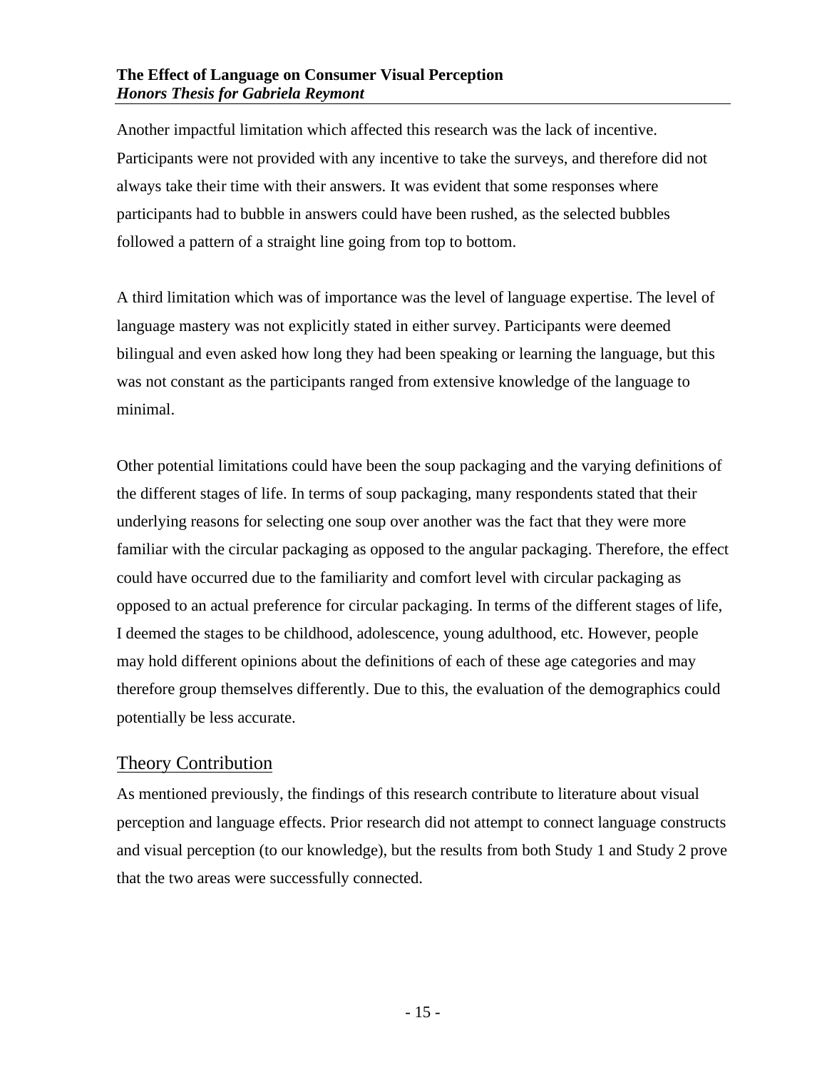Another impactful limitation which affected this research was the lack of incentive. Participants were not provided with any incentive to take the surveys, and therefore did not always take their time with their answers. It was evident that some responses where participants had to bubble in answers could have been rushed, as the selected bubbles followed a pattern of a straight line going from top to bottom.

A third limitation which was of importance was the level of language expertise. The level of language mastery was not explicitly stated in either survey. Participants were deemed bilingual and even asked how long they had been speaking or learning the language, but this was not constant as the participants ranged from extensive knowledge of the language to minimal.

Other potential limitations could have been the soup packaging and the varying definitions of the different stages of life. In terms of soup packaging, many respondents stated that their underlying reasons for selecting one soup over another was the fact that they were more familiar with the circular packaging as opposed to the angular packaging. Therefore, the effect could have occurred due to the familiarity and comfort level with circular packaging as opposed to an actual preference for circular packaging. In terms of the different stages of life, I deemed the stages to be childhood, adolescence, young adulthood, etc. However, people may hold different opinions about the definitions of each of these age categories and may therefore group themselves differently. Due to this, the evaluation of the demographics could potentially be less accurate.

## Theory Contribution

As mentioned previously, the findings of this research contribute to literature about visual perception and language effects. Prior research did not attempt to connect language constructs and visual perception (to our knowledge), but the results from both Study 1 and Study 2 prove that the two areas were successfully connected.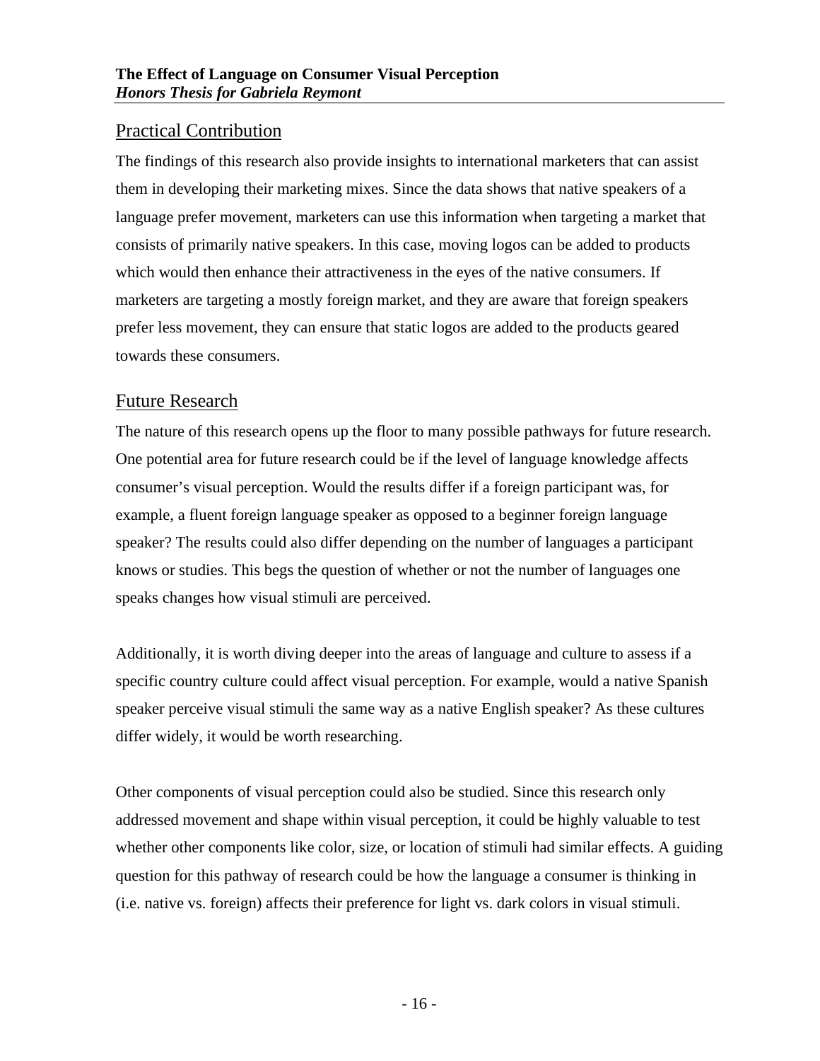## Practical Contribution

The findings of this research also provide insights to international marketers that can assist them in developing their marketing mixes. Since the data shows that native speakers of a language prefer movement, marketers can use this information when targeting a market that consists of primarily native speakers. In this case, moving logos can be added to products which would then enhance their attractiveness in the eyes of the native consumers. If marketers are targeting a mostly foreign market, and they are aware that foreign speakers prefer less movement, they can ensure that static logos are added to the products geared towards these consumers.

## Future Research

The nature of this research opens up the floor to many possible pathways for future research. One potential area for future research could be if the level of language knowledge affects consumer's visual perception. Would the results differ if a foreign participant was, for example, a fluent foreign language speaker as opposed to a beginner foreign language speaker? The results could also differ depending on the number of languages a participant knows or studies. This begs the question of whether or not the number of languages one speaks changes how visual stimuli are perceived.

Additionally, it is worth diving deeper into the areas of language and culture to assess if a specific country culture could affect visual perception. For example, would a native Spanish speaker perceive visual stimuli the same way as a native English speaker? As these cultures differ widely, it would be worth researching.

Other components of visual perception could also be studied. Since this research only addressed movement and shape within visual perception, it could be highly valuable to test whether other components like color, size, or location of stimuli had similar effects. A guiding question for this pathway of research could be how the language a consumer is thinking in (i.e. native vs. foreign) affects their preference for light vs. dark colors in visual stimuli.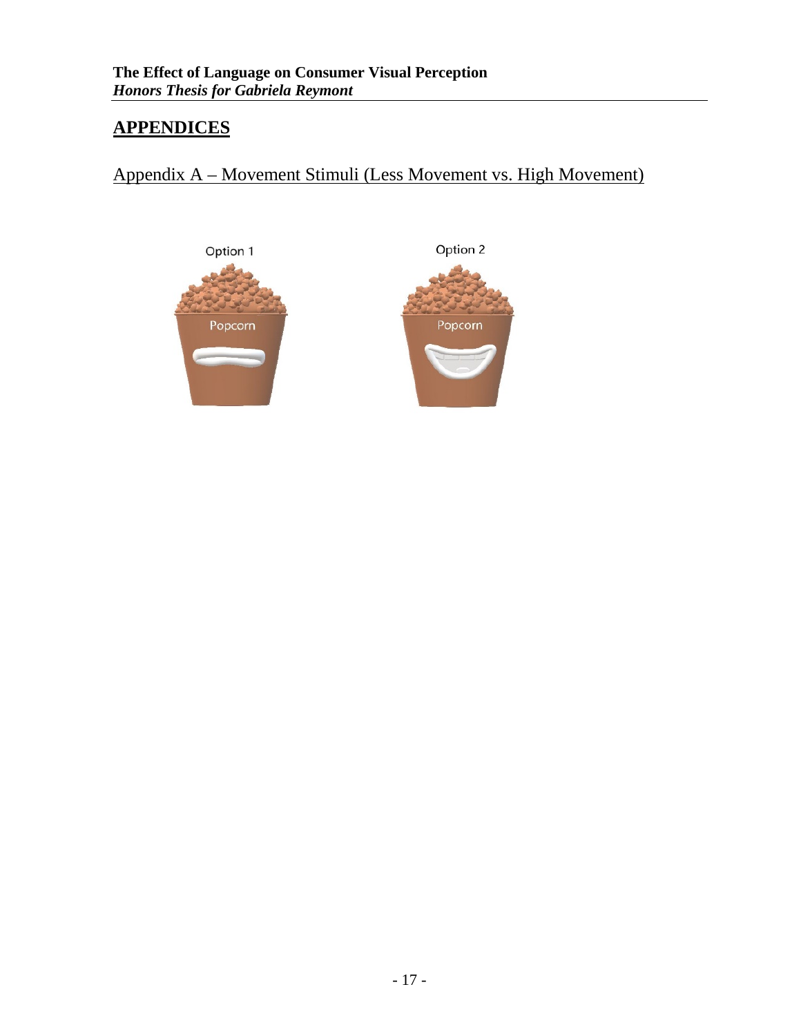## APPENDICES

### Appendix A – Movement Stimuli (Less Movement vs. High Movement)

Option 1

Popcorn

Option 2

Popcorn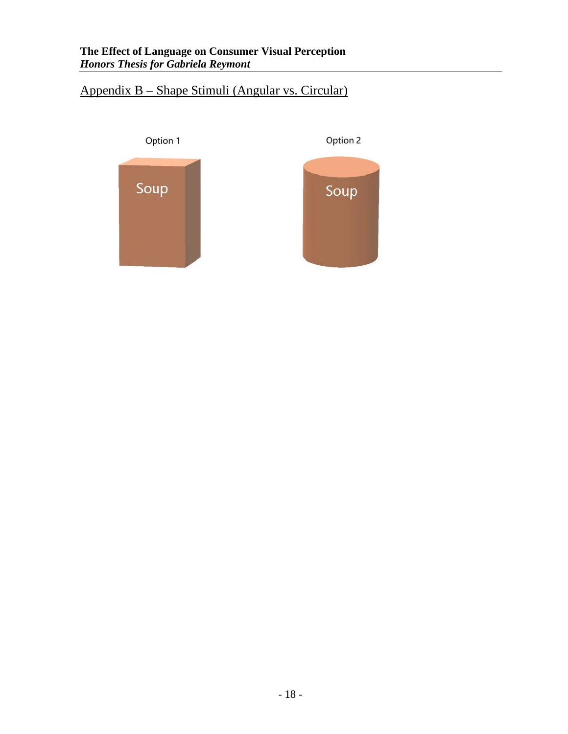## Appendix B – Shape Stimuli (Angular vs. Circular)

Option 1

Soup

Option 2

Soup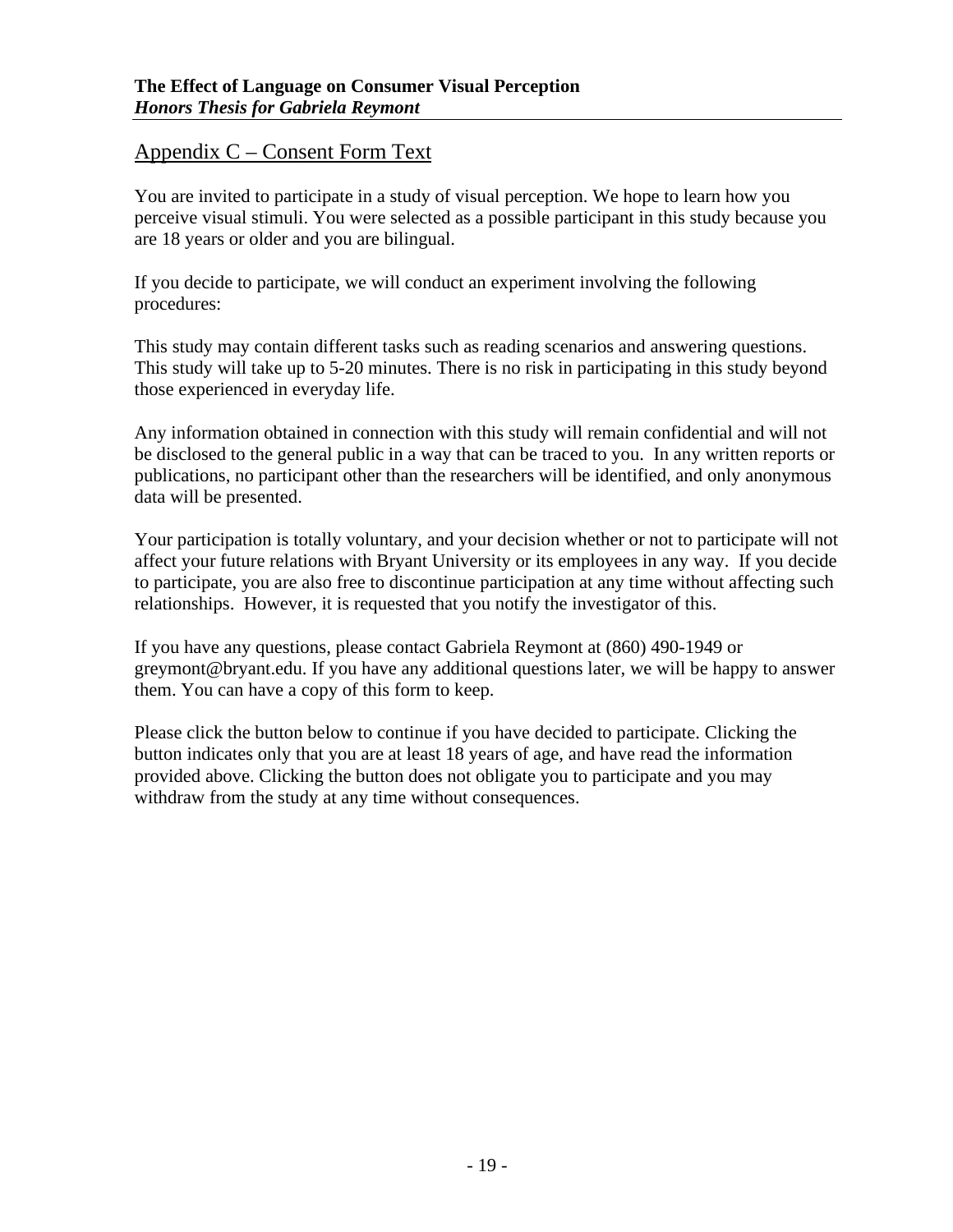## Appendix C – Consent Form Text

You are invited to participate in a study of visual perception. We hope to learn how you perceive visual stimuli. You were selected as a possible participant in this study because you are 18 years or older and you are bilingual.

If you decide to participate, we will conduct an experiment involving the following procedures:

This study may contain different tasks such as reading scenarios and answering questions. This study will take up to 5-20 minutes. There is no risk in participating in this study beyond those experienced in everyday life.

Any information obtained in connection with this study will remain confidential and will not be disclosed to the general public in a way that can be traced to you. In any written reports or publications, no participant other than the researchers will be identified, and only anonymous data will be presented.

Your participation is totally voluntary, and your decision whether or not to participate will not affect your future relations with Bryant University or its employees in any way. If you decide to participate, you are also free to discontinue participation at any time without affecting such relationships. However, it is requested that you notify the investigator of this.

If you have any questions, please contact Gabriela Reymont at (860) 490-1949 or greymont@bryant.edu. If you have any additional questions later, we will be happy to answer them. You can have a copy of this form to keep.

Please click the button below to continue if you have decided to participate. Clicking the button indicates only that you are at least 18 years of age, and have read the information provided above. Clicking the button does not obligate you to participate and you may withdraw from the study at any time without consequences.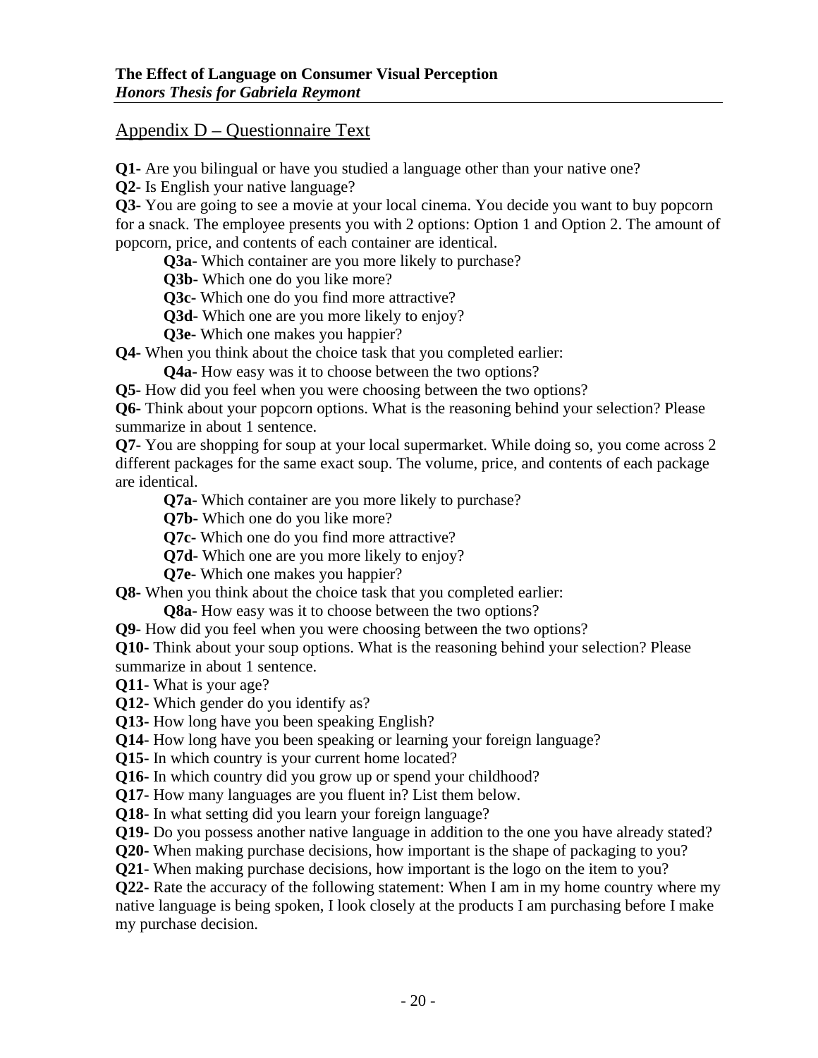## Appendix D – Questionnaire Text

**Q1-** Are you bilingual or have you studied a language other than your native one?

**Q2-** Is English your native language?

**Q3-** You are going to see a movie at your local cinema. You decide you want to buy popcorn for a snack. The employee presents you with 2 options: Option 1 and Option 2. The amount of popcorn, price, and contents of each container are identical.

- **Q3a-** Which container are you more likely to purchase?
- **Q3b-** Which one do you like more?
- **Q3c-** Which one do you find more attractive?
- **Q3d-** Which one are you more likely to enjoy?
- **Q3e-** Which one makes you happier?

**Q4-** When you think about the choice task that you completed earlier:

- **Q4a-** How easy was it to choose between the two options?

**Q5-** How did you feel when you were choosing between the two options?

**Q6-** Think about your popcorn options. What is the reasoning behind your selection? Please summarize in about 1 sentence.

**Q7-** You are shopping for soup at your local supermarket. While doing so, you come across 2 different packages for the same exact soup. The volume, price, and contents of each package are identical.

- **Q7a-** Which container are you more likely to purchase?
- **Q7b-** Which one do you like more?
- **Q7c-** Which one do you find more attractive?
- **Q7d-** Which one are you more likely to enjoy?
- **Q7e-** Which one makes you happier?

**Q8-** When you think about the choice task that you completed earlier:

- **Q8a-** How easy was it to choose between the two options?

**Q9-** How did you feel when you were choosing between the two options?

**Q10-** Think about your soup options. What is the reasoning behind your selection? Please summarize in about 1 sentence.

**Q11**- What is your age?

**Q12**- Which gender do you identify as?

**Q13**- How long have you been speaking English?

**Q14-** How long have you been speaking or learning your foreign language?

**Q15-** In which country is your current home located?

**Q16-** In which country did you grow up or spend your childhood?

**Q17-** How many languages are you fluent in? List them below.

**Q18-** In what setting did you learn your foreign language?

**Q19-** Do you possess another native language in addition to the one you have already stated?

**Q20-** When making purchase decisions, how important is the shape of packaging to you?

**Q21-** When making purchase decisions, how important is the logo on the item to you?

**Q22-** Rate the accuracy of the following statement: When I am in my home country where my native language is being spoken, I look closely at the products I am purchasing before I make my purchase decision.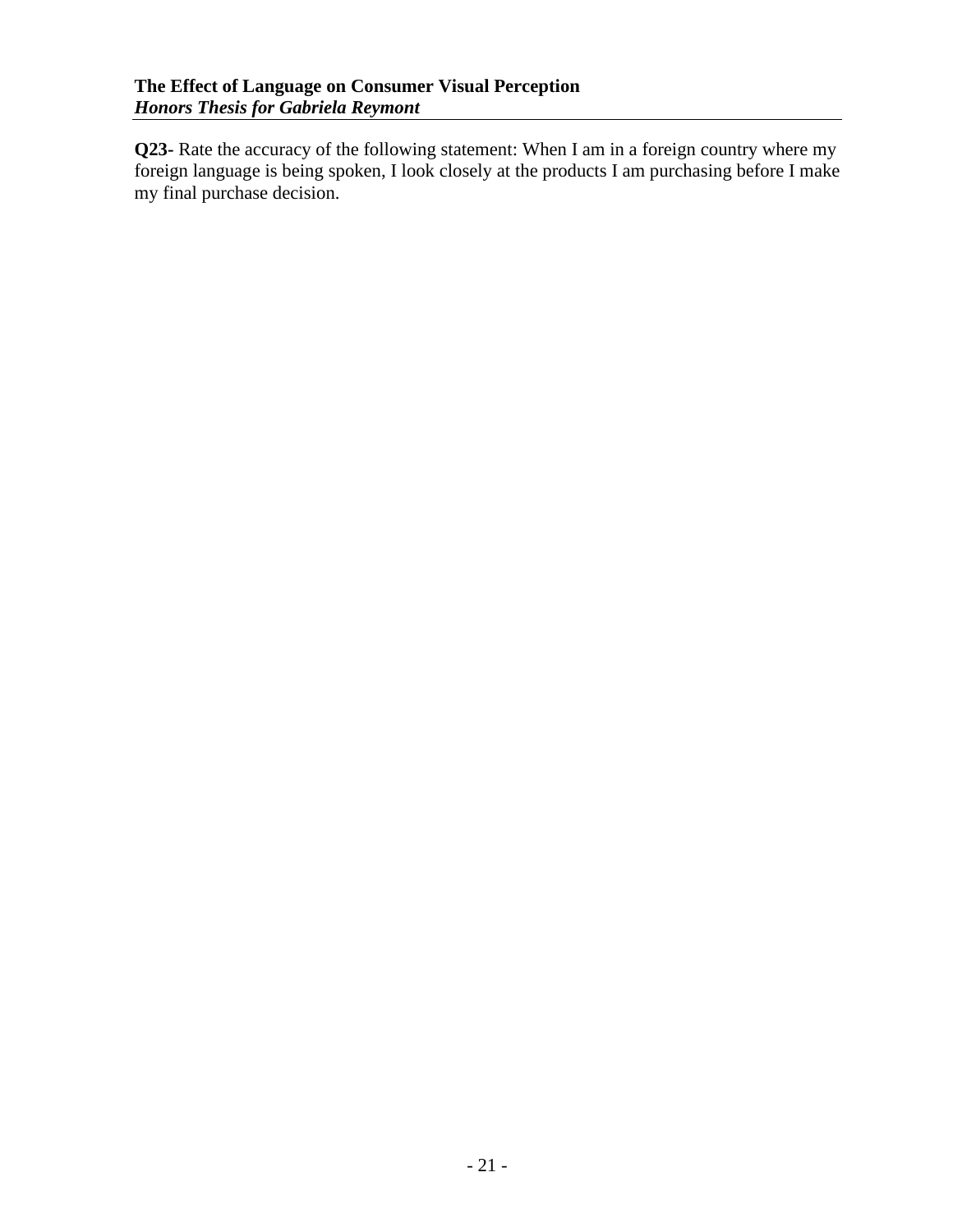**Q23-** Rate the accuracy of the following statement: When I am in a foreign country where my foreign language is being spoken, I look closely at the products I am purchasing before I make my final purchase decision.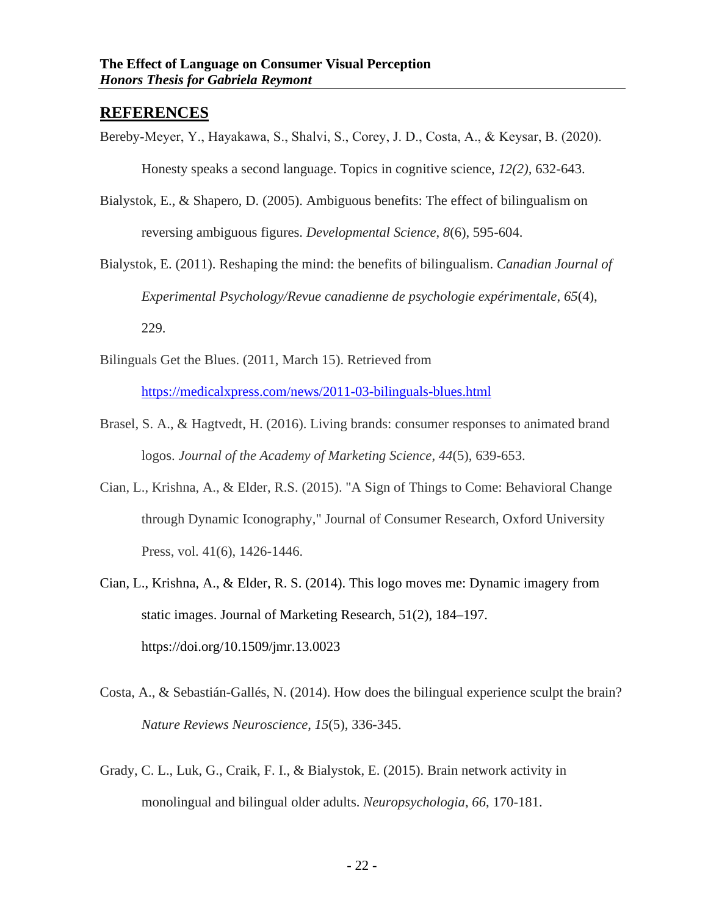## REFERENCES

Bereby-Meyer, Y., Hayakawa, S., Shalvi, S., Corey, J. D., Costa, A., & Keysar, B. (2020). Honesty speaks a second language. Topics in cognitive science, *12(2)*, 632-643.

Bialystok, E., & Shapero, D. (2005). Ambiguous benefits: The effect of bilingualism on reversing ambiguous figures. *Developmental Science*, *8*(6), 595-604.

Bialystok, E. (2011). Reshaping the mind: the benefits of bilingualism. *Canadian Journal of Experimental Psychology/Revue canadienne de psychologie expérimentale*, *65*(4), 229.

Bilinguals Get the Blues. (2011, March 15). Retrieved from https://medicalxpress.com/news/2011-03-bilinguals-blues.html

Brasel, S. A., & Hagtvedt, H. (2016). Living brands: consumer responses to animated brand logos. *Journal of the Academy of Marketing Science*, *44*(5), 639-653.

Cian, L., Krishna, A., & Elder, R.S. (2015). "A Sign of Things to Come: Behavioral Change through Dynamic Iconography," Journal of Consumer Research, Oxford University Press, vol. 41(6), 1426-1446.

Cian, L., Krishna, A., & Elder, R. S. (2014). This logo moves me: Dynamic imagery from static images. Journal of Marketing Research, 51(2), 184–197. https://doi.org/10.1509/jmr.13.0023

Costa, A., & Sebastián-Gallés, N. (2014). How does the bilingual experience sculpt the brain? *Nature Reviews Neuroscience*, *15*(5), 336-345.

Grady, C. L., Luk, G., Craik, F. I., & Bialystok, E. (2015). Brain network activity in monolingual and bilingual older adults. *Neuropsychologia*, *66*, 170-181.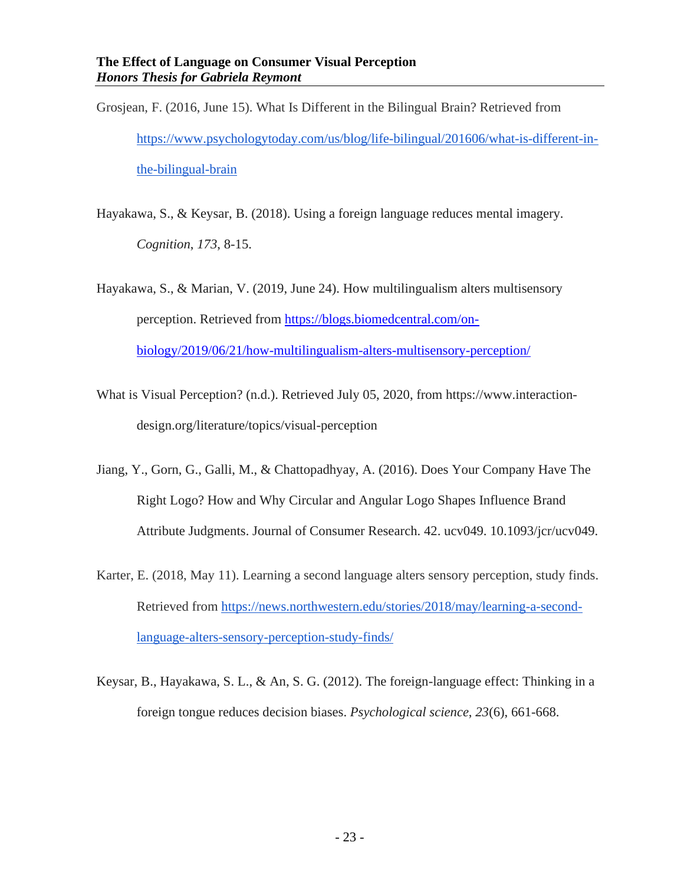Grosjean, F. (2016, June 15). What Is Different in the Bilingual Brain? Retrieved from https://www.psychologytoday.com/us/blog/life-bilingual/201606/what-is-different-in-the-bilingual-brain

Hayakawa, S., & Keysar, B. (2018). Using a foreign language reduces mental imagery. *Cognition*, *173*, 8-15.

Hayakawa, S., & Marian, V. (2019, June 24). How multilingualism alters multisensory perception. Retrieved from https://blogs.biomedcentral.com/on-biology/2019/06/21/how-multilingualism-alters-multisensory-perception/

What is Visual Perception? (n.d.). Retrieved July 05, 2020, from https://www.interaction-design.org/literature/topics/visual-perception

Jiang, Y., Gorn, G., Galli, M., & Chattopadhyay, A. (2016). Does Your Company Have The Right Logo? How and Why Circular and Angular Logo Shapes Influence Brand Attribute Judgments. Journal of Consumer Research. 42. ucv049. 10.1093/jcr/ucv049.

Karter, E. (2018, May 11). Learning a second language alters sensory perception, study finds. Retrieved from https://news.northwestern.edu/stories/2018/may/learning-a-second-language-alters-sensory-perception-study-finds/

Keysar, B., Hayakawa, S. L., & An, S. G. (2012). The foreign-language effect: Thinking in a foreign tongue reduces decision biases. *Psychological science*, *23*(6), 661-668.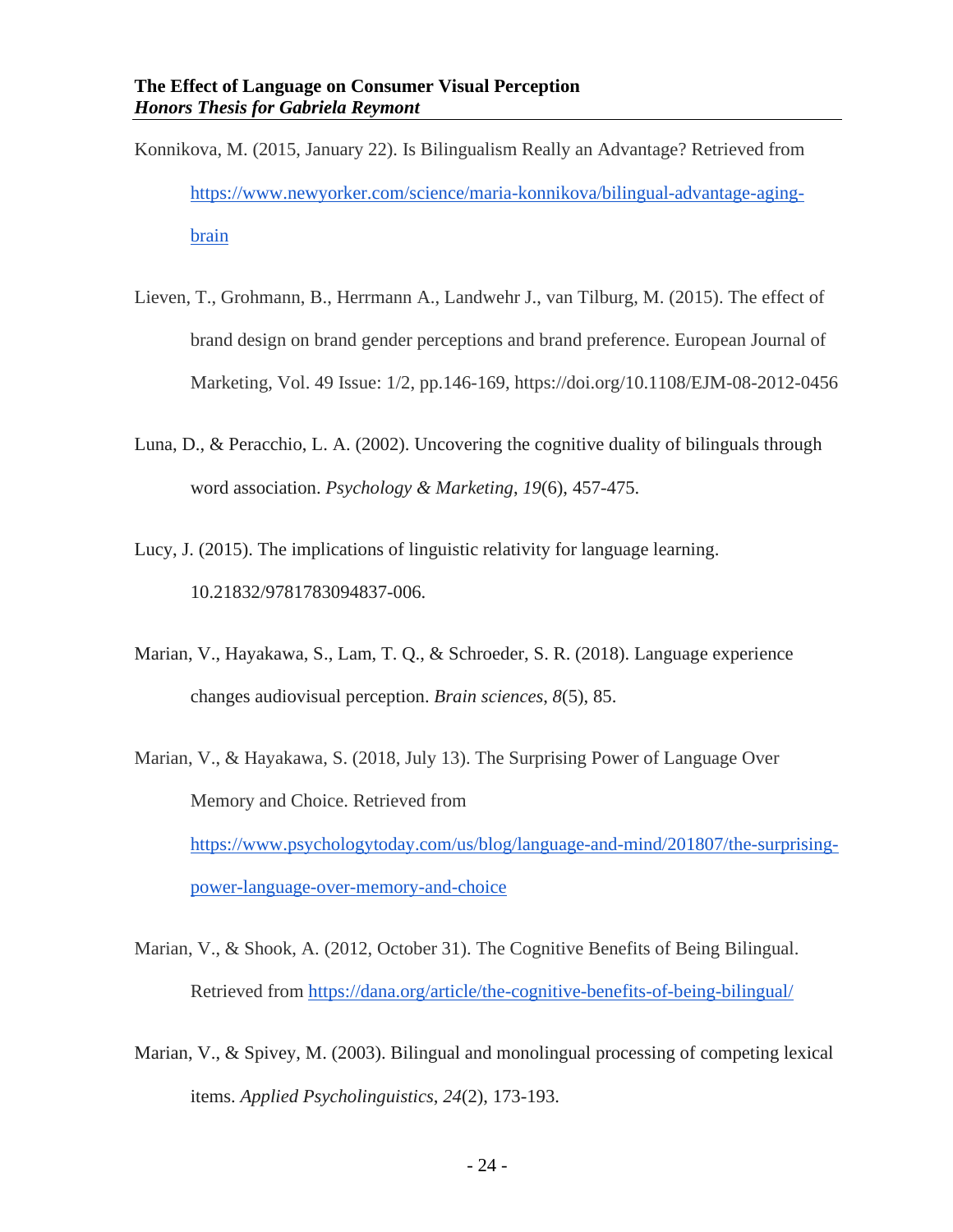Konnikova, M. (2015, January 22). Is Bilingualism Really an Advantage? Retrieved from https://www.newyorker.com/science/maria-konnikova/bilingual-advantage-aging-brain

Lieven, T., Grohmann, B., Herrmann A., Landwehr J., van Tilburg, M. (2015). The effect of brand design on brand gender perceptions and brand preference. European Journal of Marketing, Vol. 49 Issue: 1/2, pp.146-169, https://doi.org/10.1108/EJM-08-2012-0456

Luna, D., & Peracchio, L. A. (2002). Uncovering the cognitive duality of bilinguals through word association. *Psychology & Marketing*, *19*(6), 457-475.

Lucy, J. (2015). The implications of linguistic relativity for language learning. 10.21832/9781783094837-006.

Marian, V., Hayakawa, S., Lam, T. Q., & Schroeder, S. R. (2018). Language experience changes audiovisual perception. *Brain sciences*, *8*(5), 85.

Marian, V., & Hayakawa, S. (2018, July 13). The Surprising Power of Language Over Memory and Choice. Retrieved from https://www.psychologytoday.com/us/blog/language-and-mind/201807/the-surprising-power-language-over-memory-and-choice

Marian, V., & Shook, A. (2012, October 31). The Cognitive Benefits of Being Bilingual. Retrieved from https://dana.org/article/the-cognitive-benefits-of-being-bilingual/

Marian, V., & Spivey, M. (2003). Bilingual and monolingual processing of competing lexical items. *Applied Psycholinguistics*, *24*(2), 173-193.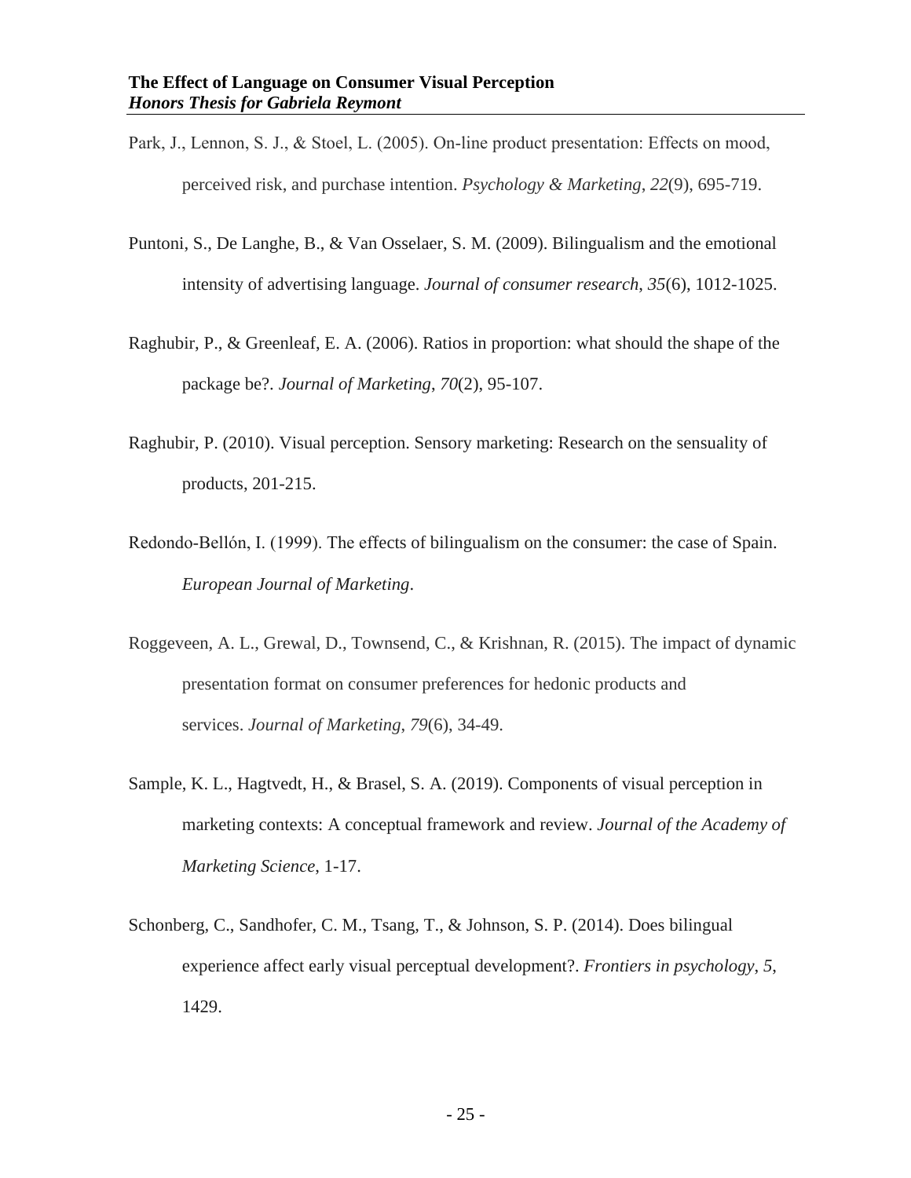Park, J., Lennon, S. J., & Stoel, L. (2005). On-line product presentation: Effects on mood, perceived risk, and purchase intention. *Psychology & Marketing*, *22*(9), 695-719.

Puntoni, S., De Langhe, B., & Van Osselaer, S. M. (2009). Bilingualism and the emotional intensity of advertising language. *Journal of consumer research*, *35*(6), 1012-1025.

Raghubir, P., & Greenleaf, E. A. (2006). Ratios in proportion: what should the shape of the package be?. *Journal of Marketing*, *70*(2), 95-107.

Raghubir, P. (2010). Visual perception. Sensory marketing: Research on the sensuality of products, 201-215.

Redondo-Bellón, I. (1999). The effects of bilingualism on the consumer: the case of Spain. *European Journal of Marketing*.

Roggeveen, A. L., Grewal, D., Townsend, C., & Krishnan, R. (2015). The impact of dynamic presentation format on consumer preferences for hedonic products and services. *Journal of Marketing*, *79*(6), 34-49.

Sample, K. L., Hagtvedt, H., & Brasel, S. A. (2019). Components of visual perception in marketing contexts: A conceptual framework and review. *Journal of the Academy of Marketing Science*, 1-17.

Schonberg, C., Sandhofer, C. M., Tsang, T., & Johnson, S. P. (2014). Does bilingual experience affect early visual perceptual development?. *Frontiers in psychology*, *5*, 1429.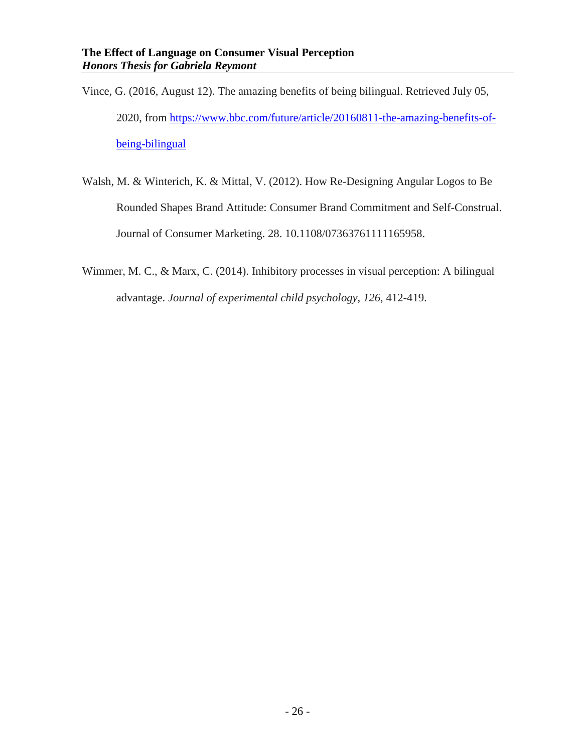Vince, G. (2016, August 12). The amazing benefits of being bilingual. Retrieved July 05, 2020, from [https://www.bbc.com/future/article/20160811-the-amazing-benefits-of-being-bilingual](https://www.bbc.com/future/article/20160811-the-amazing-benefits-of-being-bilingual)

Walsh, M. & Winterich, K. & Mittal, V. (2012). How Re-Designing Angular Logos to Be Rounded Shapes Brand Attitude: Consumer Brand Commitment and Self-Construal. Journal of Consumer Marketing. 28. 10.1108/07363761111165958.

Wimmer, M. C., & Marx, C. (2014). Inhibitory processes in visual perception: A bilingual advantage. *Journal of experimental child psychology*, *126*, 412-419.